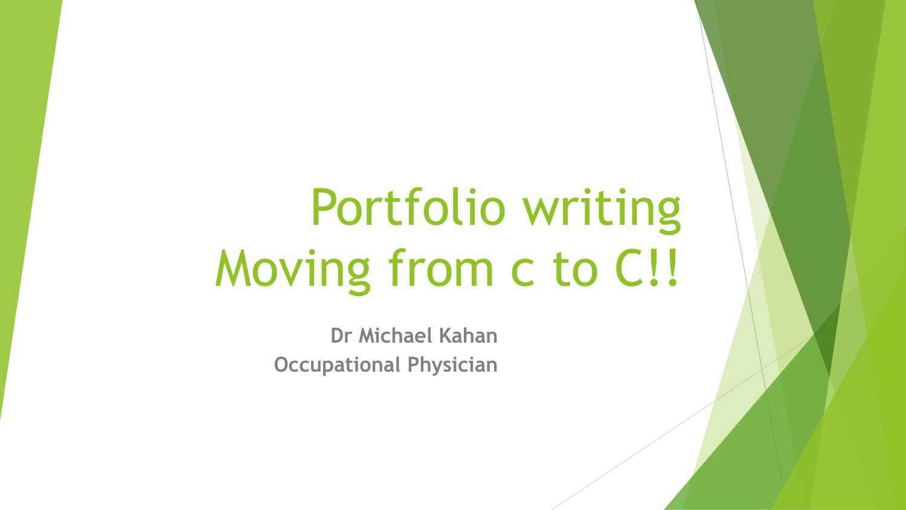# Portfolio writing
# Moving from c to C!!

**Dr Michael Kahan**
**Occupational Physician**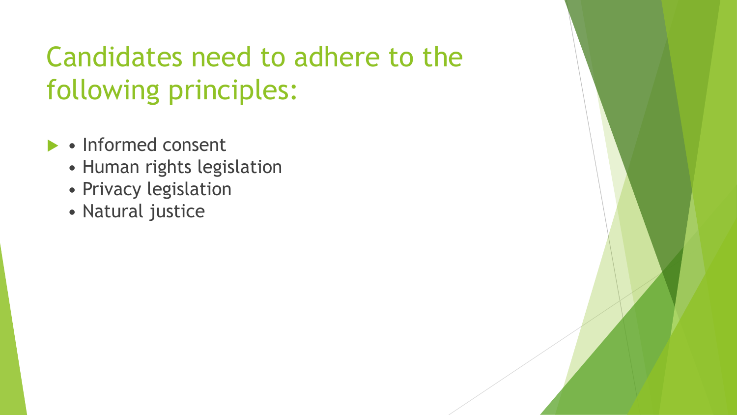# Candidates need to adhere to the following principles:

- Informed consent
- Human rights legislation
- Privacy legislation
- Natural justice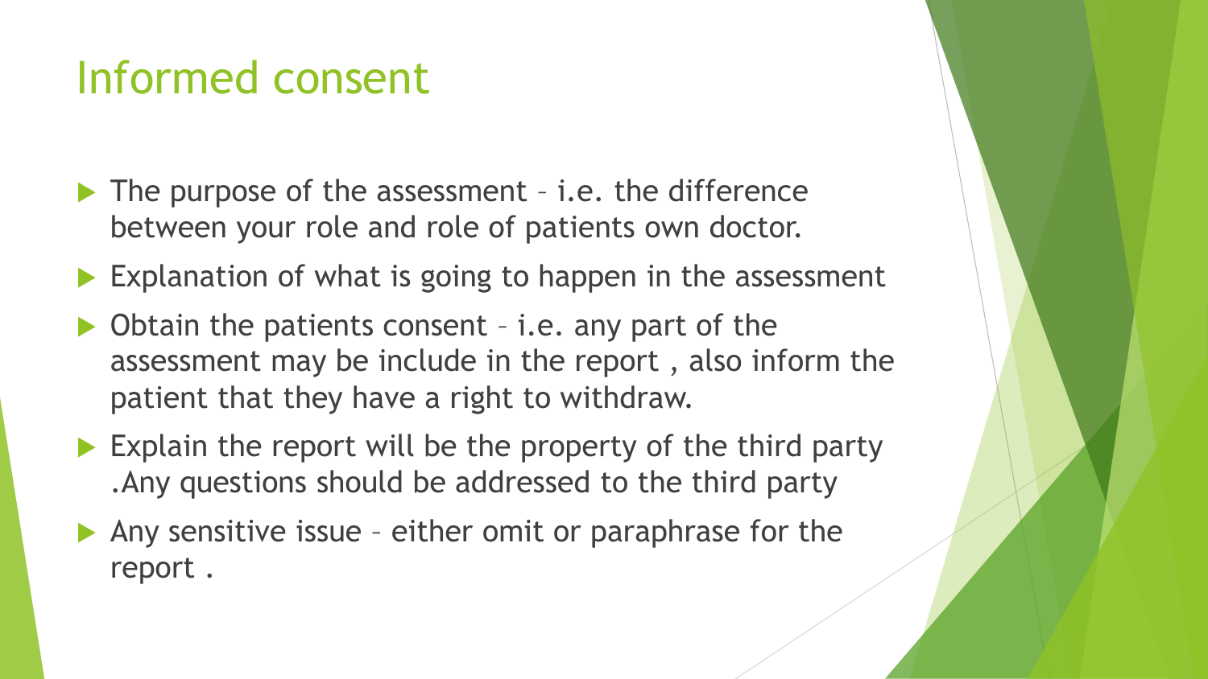# Informed consent

- The purpose of the assessment – i.e. the difference between your role and role of patients own doctor.
- Explanation of what is going to happen in the assessment
- Obtain the patients consent – i.e. any part of the assessment may be include in the report , also inform the patient that they have a right to withdraw.
- Explain the report will be the property of the third party .Any questions should be addressed to the third party
- Any sensitive issue – either omit or paraphrase for the report .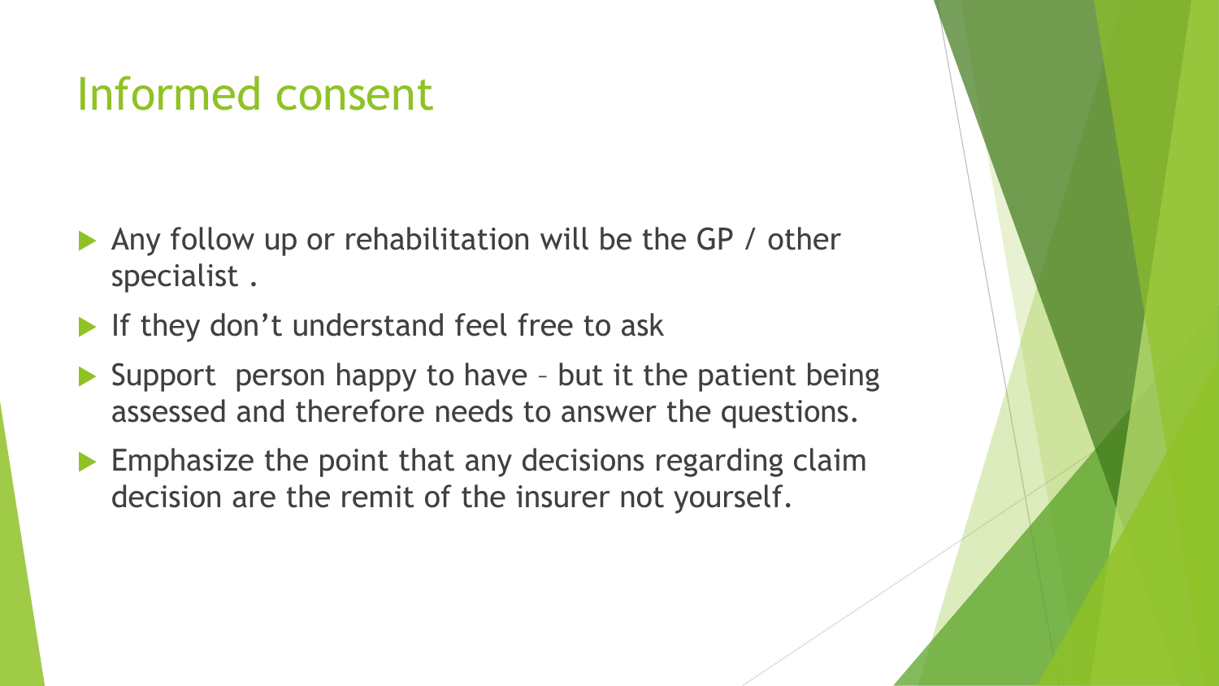# Informed consent

- Any follow up or rehabilitation will be the GP / other specialist .
- If they don't understand feel free to ask
- Support  person happy to have – but it the patient being assessed and therefore needs to answer the questions.
- Emphasize the point that any decisions regarding claim decision are the remit of the insurer not yourself.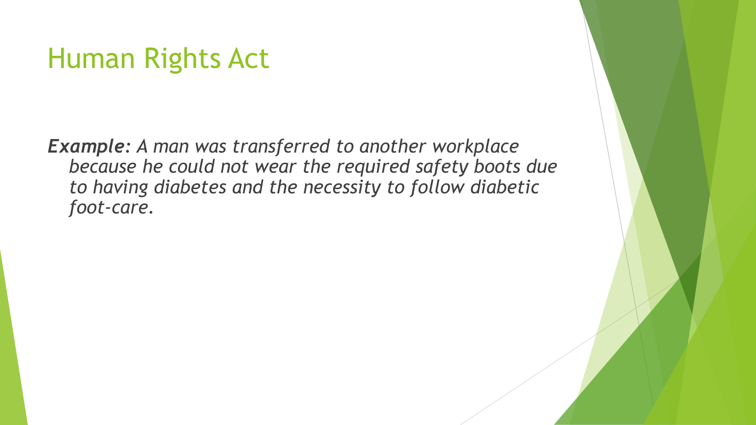# Human Rights Act

***Example:*** *A man was transferred to another workplace because he could not wear the required safety boots due to having diabetes and the necessity to follow diabetic foot-care.*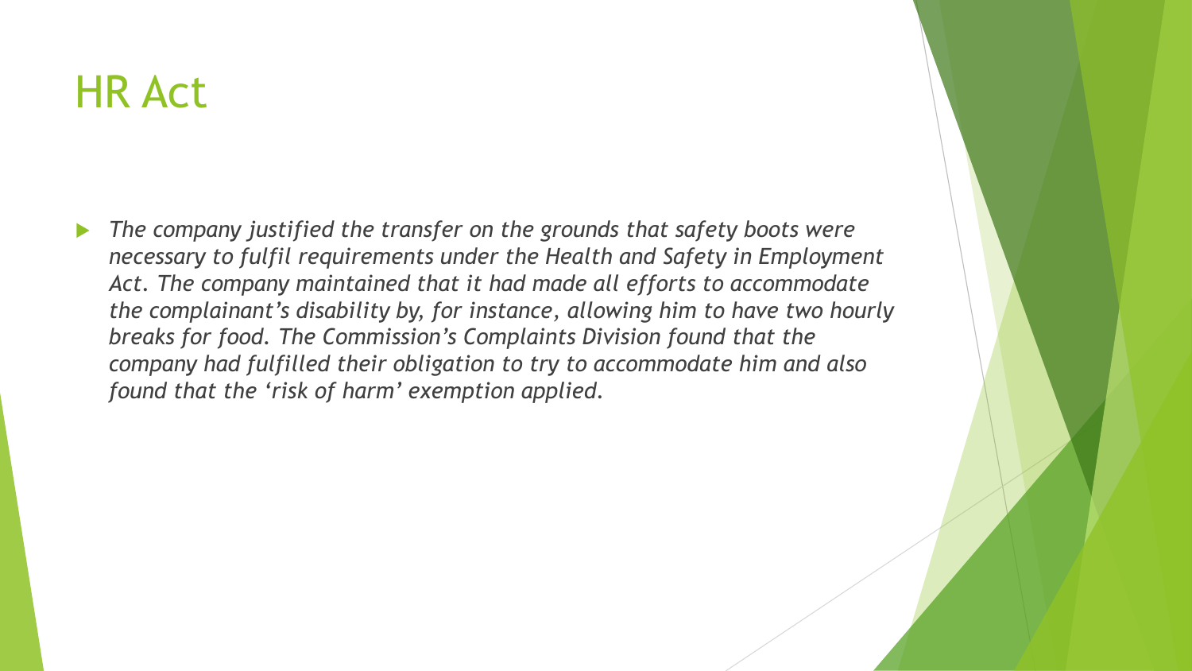# HR Act

- *The company justified the transfer on the grounds that safety boots were necessary to fulfil requirements under the Health and Safety in Employment Act. The company maintained that it had made all efforts to accommodate the complainant's disability by, for instance, allowing him to have two hourly breaks for food. The Commission's Complaints Division found that the company had fulfilled their obligation to try to accommodate him and also found that the 'risk of harm' exemption applied.*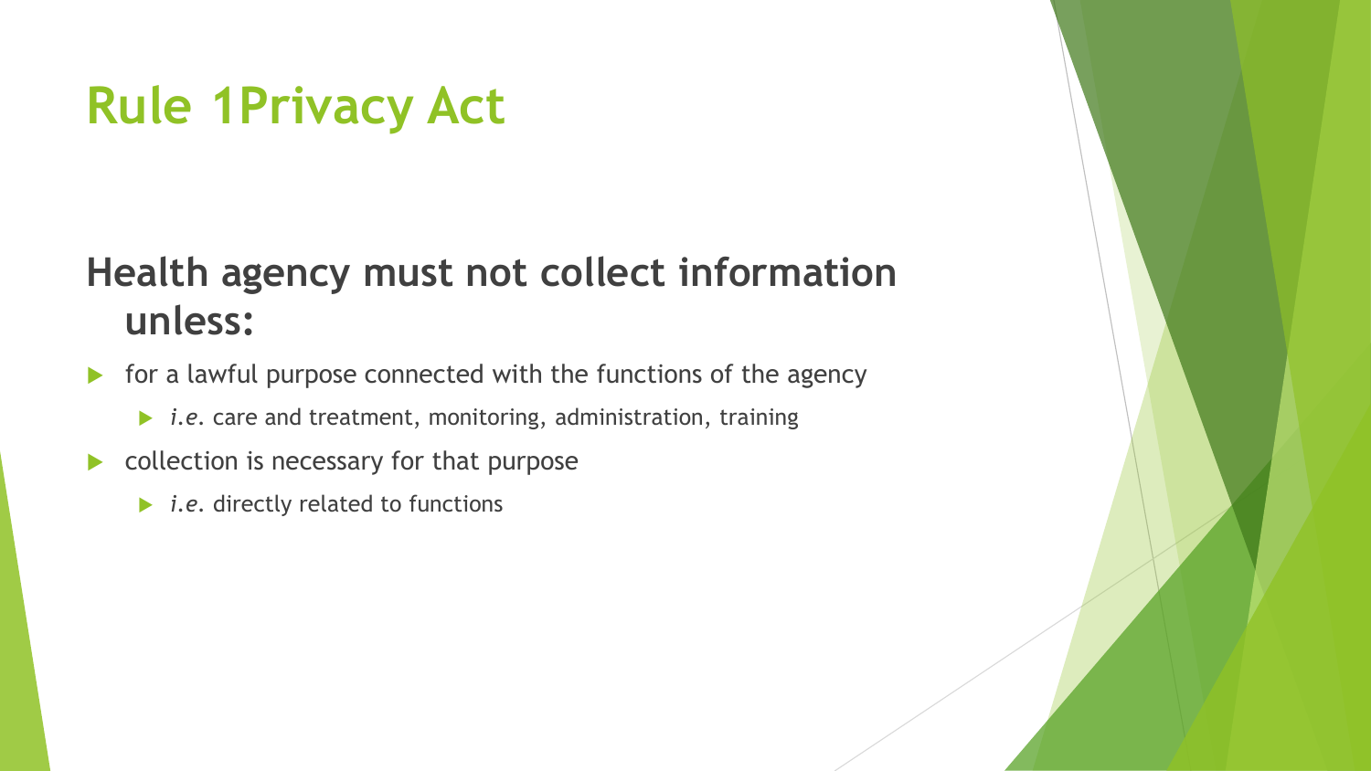# Rule 1Privacy Act

## Health agency must not collect information unless:

- for a lawful purpose connected with the functions of the agency
  - *i.e.* care and treatment, monitoring, administration, training
- collection is necessary for that purpose
  - *i.e.* directly related to functions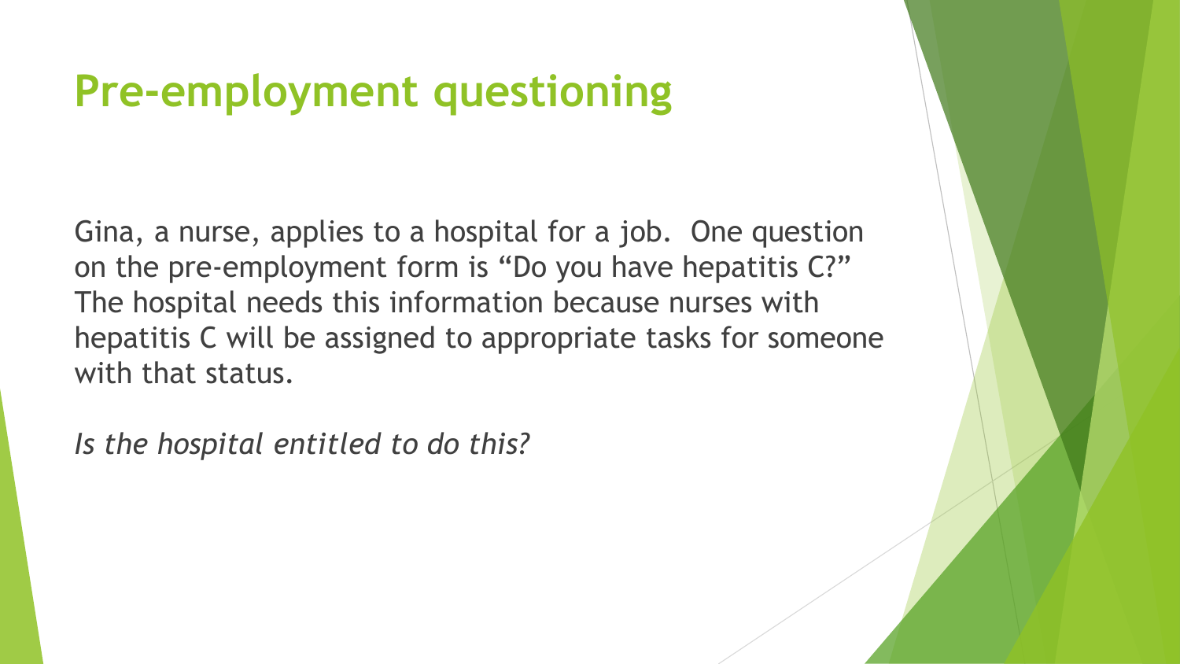# Pre-employment questioning

Gina, a nurse, applies to a hospital for a job. One question on the pre-employment form is “Do you have hepatitis C?” The hospital needs this information because nurses with hepatitis C will be assigned to appropriate tasks for someone with that status.

*Is the hospital entitled to do this?*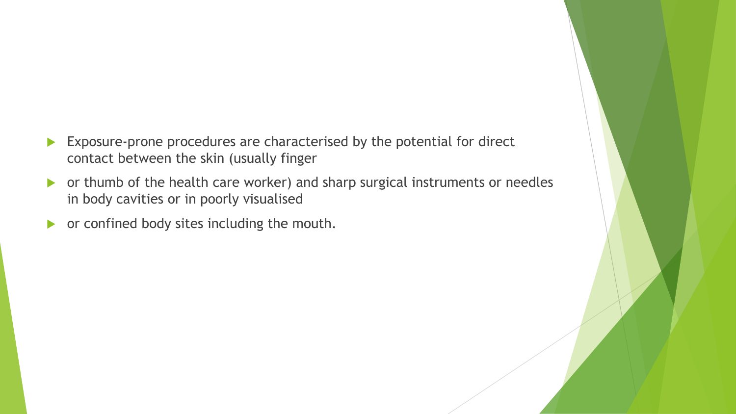- Exposure-prone procedures are characterised by the potential for direct contact between the skin (usually finger
- or thumb of the health care worker) and sharp surgical instruments or needles in body cavities or in poorly visualised
- or confined body sites including the mouth.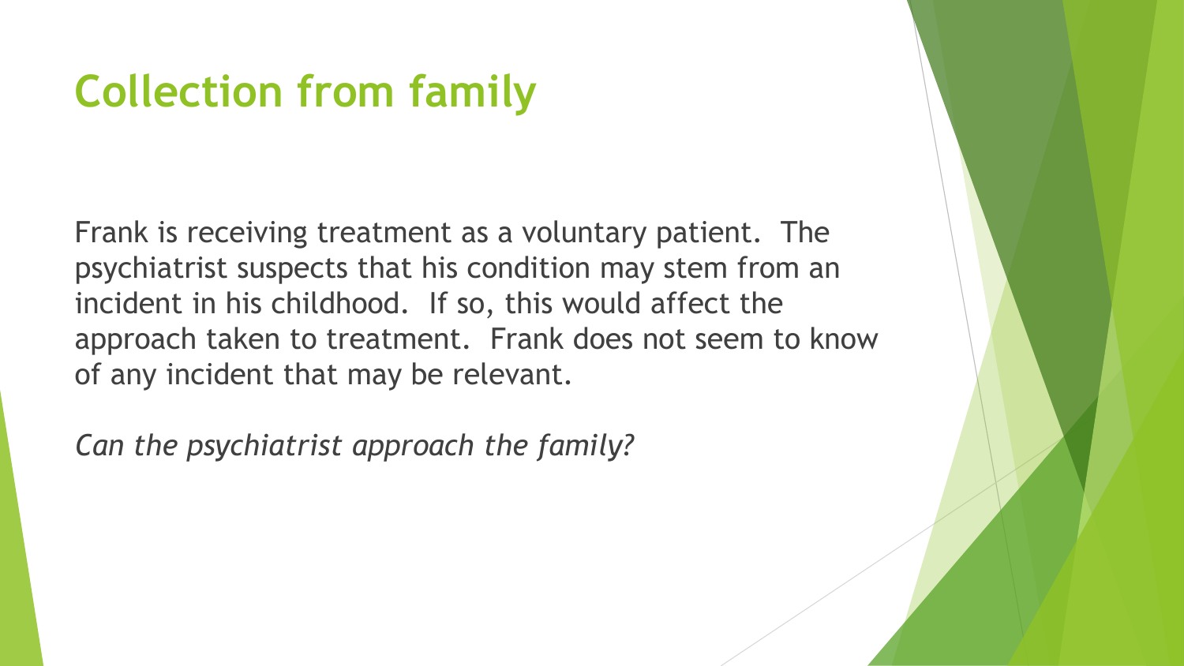# Collection from family

Frank is receiving treatment as a voluntary patient. The psychiatrist suspects that his condition may stem from an incident in his childhood. If so, this would affect the approach taken to treatment. Frank does not seem to know of any incident that may be relevant.

*Can the psychiatrist approach the family?*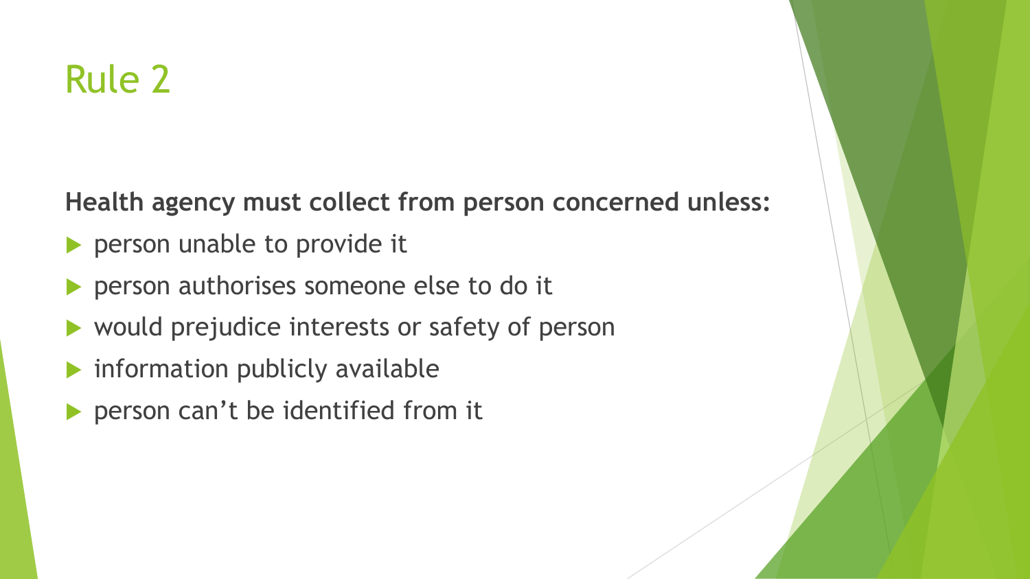# Rule 2

**Health agency must collect from person concerned unless:**

- person unable to provide it
- person authorises someone else to do it
- would prejudice interests or safety of person
- information publicly available
- person can't be identified from it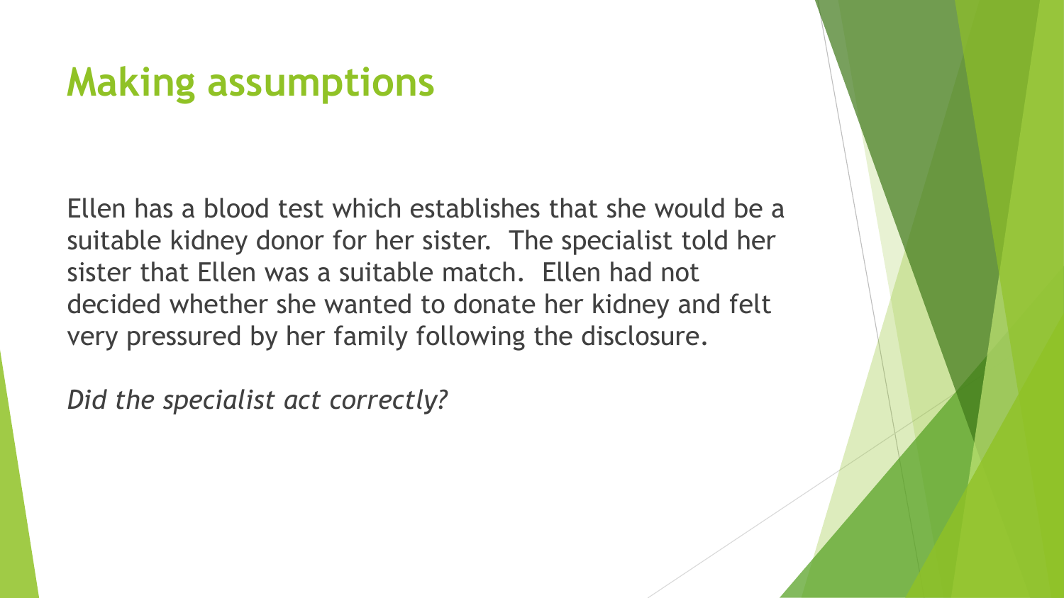# Making assumptions

Ellen has a blood test which establishes that she would be a suitable kidney donor for her sister. The specialist told her sister that Ellen was a suitable match. Ellen had not decided whether she wanted to donate her kidney and felt very pressured by her family following the disclosure.

*Did the specialist act correctly?*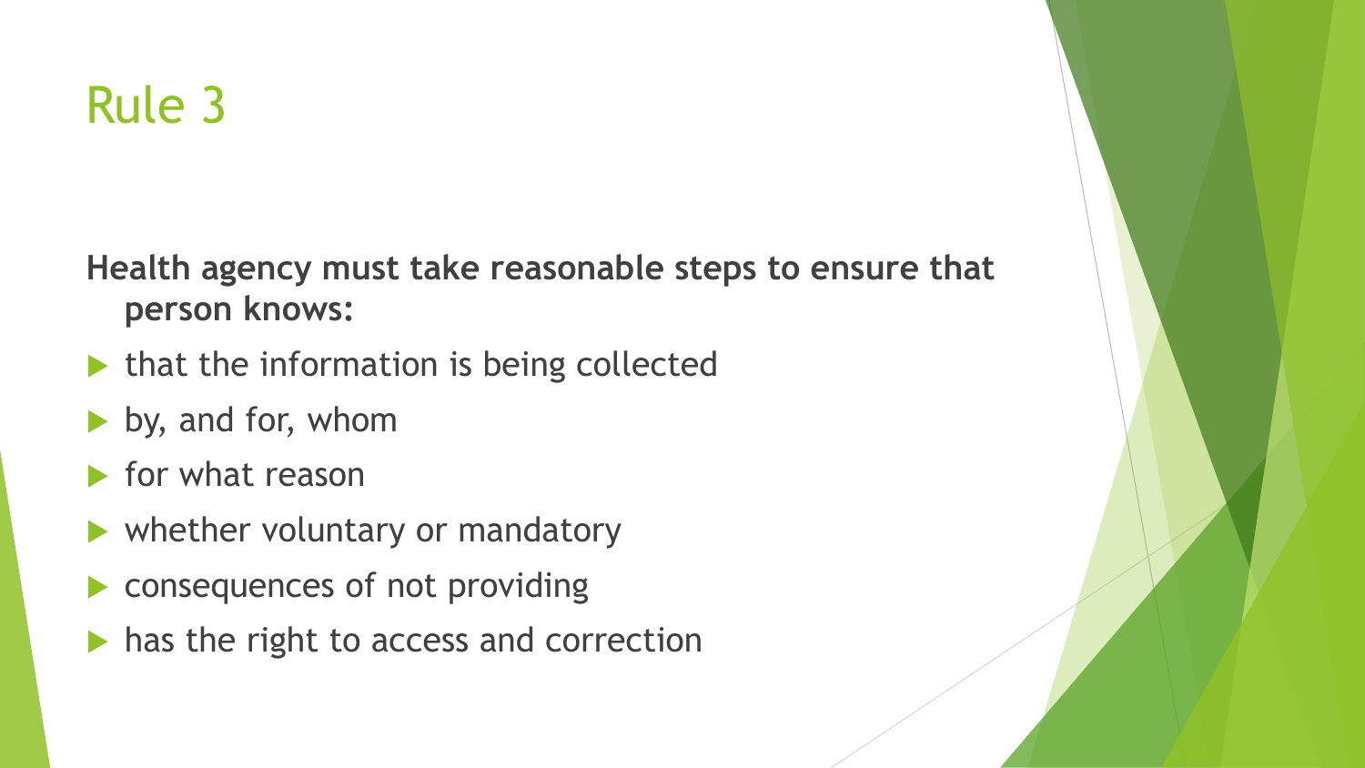# Rule 3

**Health agency must take reasonable steps to ensure that person knows:**

- that the information is being collected
- by, and for, whom
- for what reason
- whether voluntary or mandatory
- consequences of not providing
- has the right to access and correction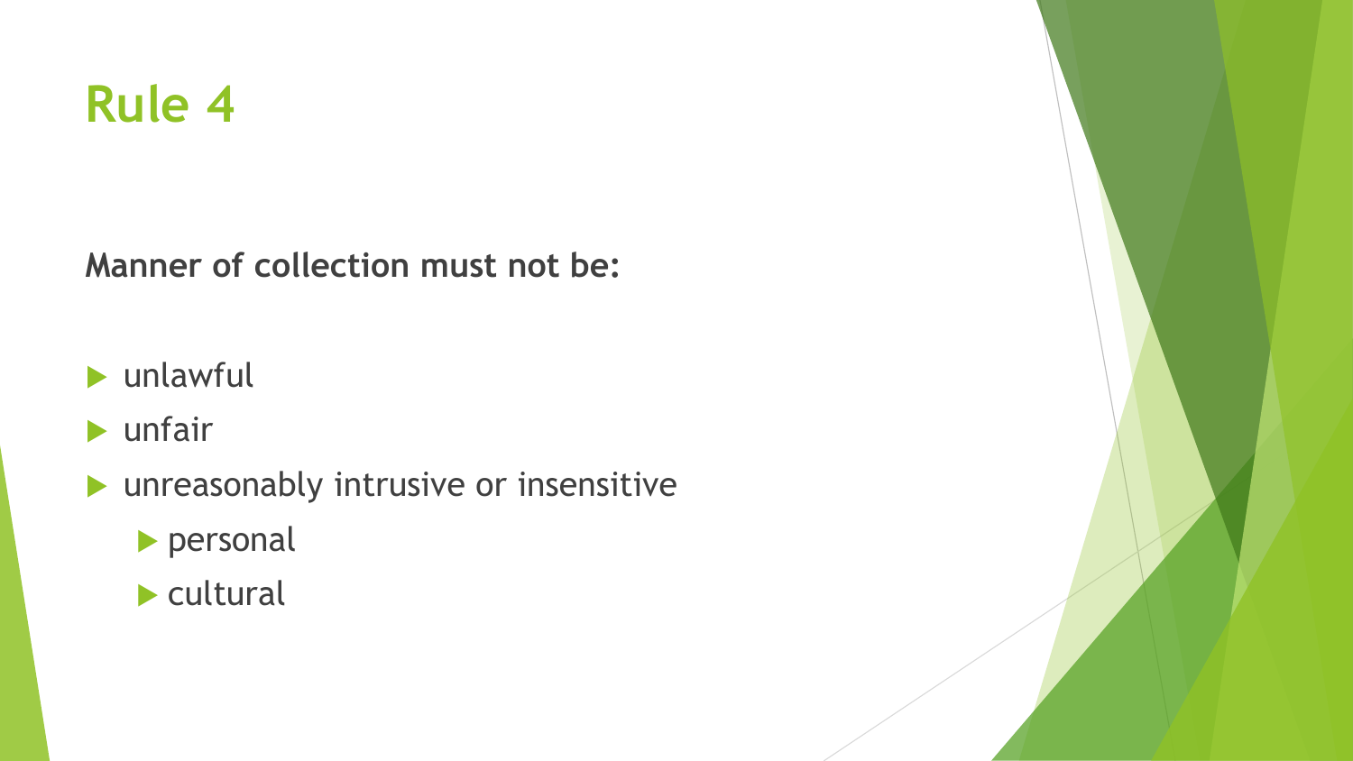# Rule 4

**Manner of collection must not be:**

- unlawful
- unfair
- unreasonably intrusive or insensitive
  - personal
  - cultural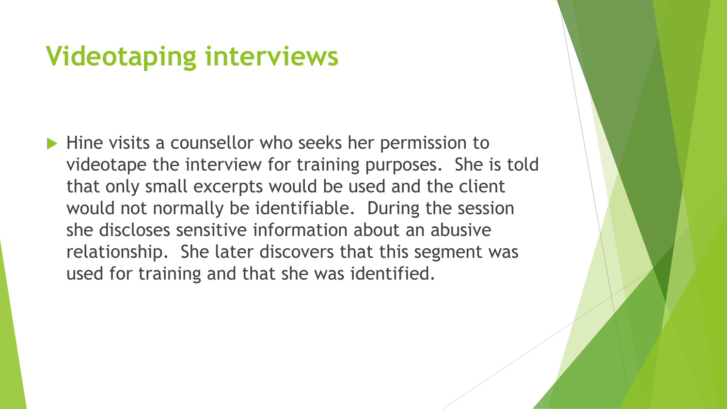# Videotaping interviews

- Hine visits a counsellor who seeks her permission to videotape the interview for training purposes. She is told that only small excerpts would be used and the client would not normally be identifiable. During the session she discloses sensitive information about an abusive relationship. She later discovers that this segment was used for training and that she was identified.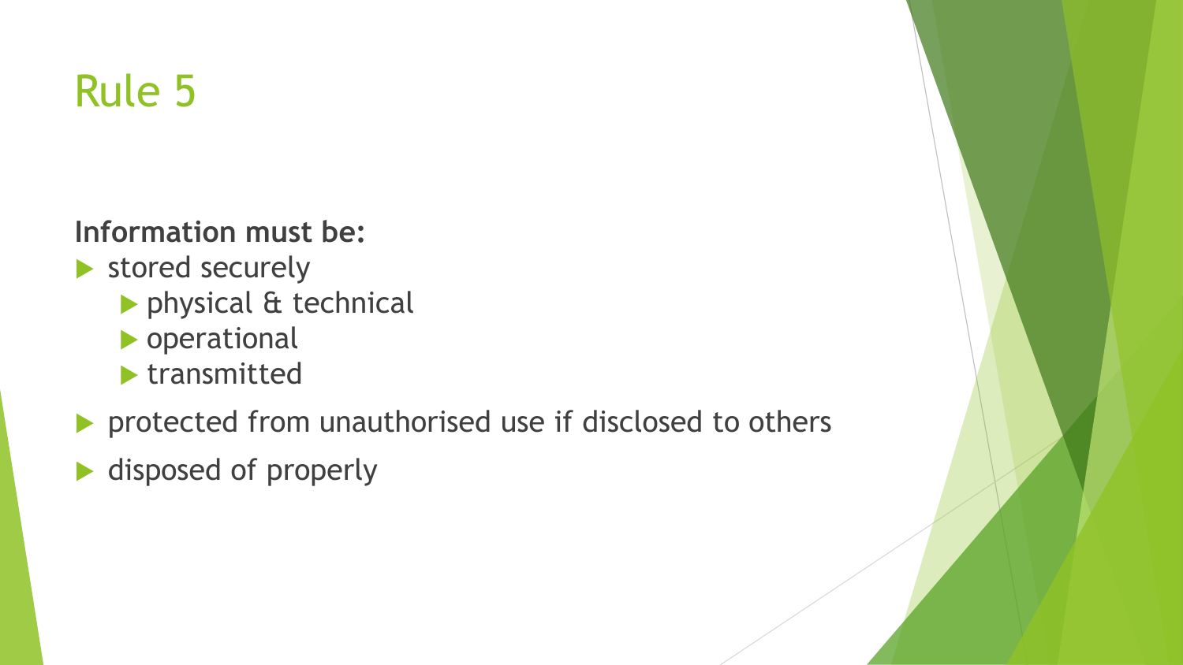# Rule 5

**Information must be:**

- stored securely
  - physical & technical
  - operational
  - transmitted
- protected from unauthorised use if disclosed to others
- disposed of properly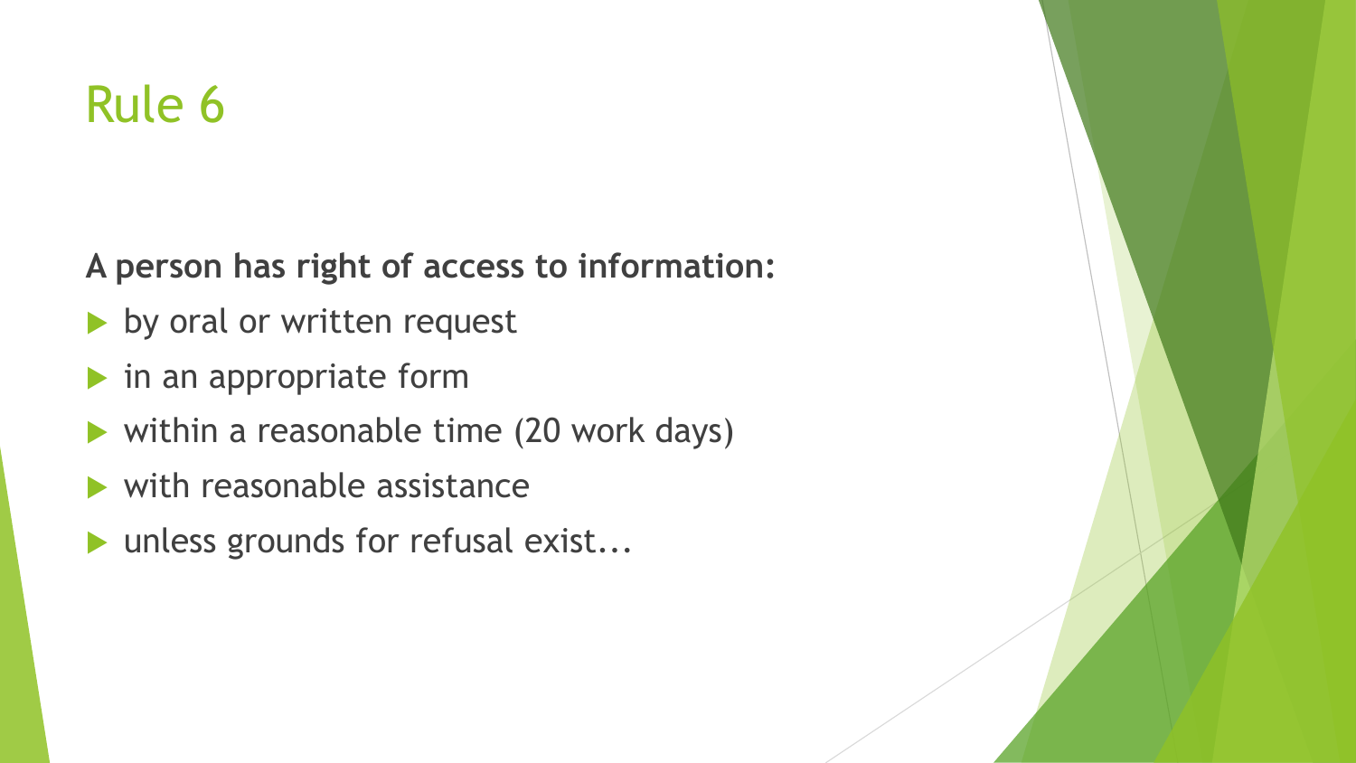# Rule 6

**A person has right of access to information:**

- by oral or written request
- in an appropriate form
- within a reasonable time (20 work days)
- with reasonable assistance
- unless grounds for refusal exist...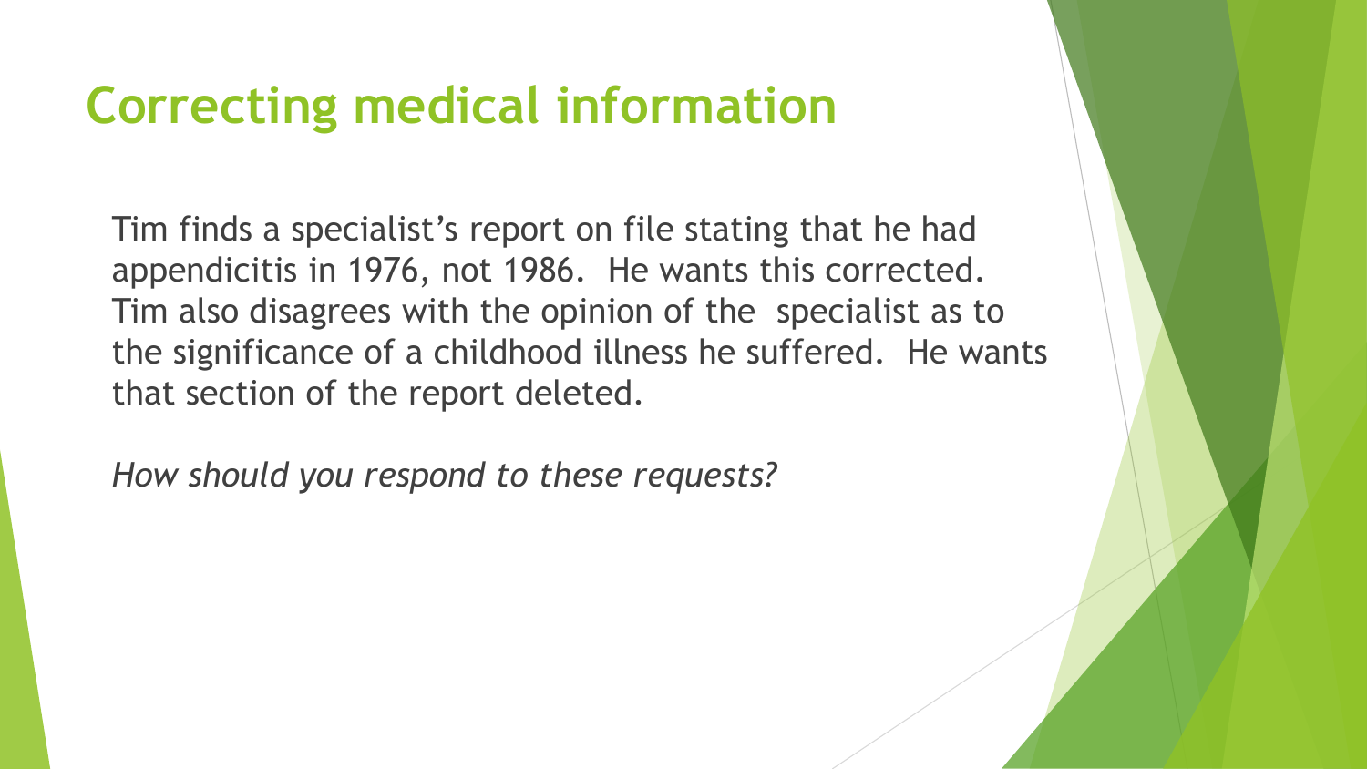# Correcting medical information

Tim finds a specialist's report on file stating that he had appendicitis in 1976, not 1986. He wants this corrected. Tim also disagrees with the opinion of the specialist as to the significance of a childhood illness he suffered. He wants that section of the report deleted.

*How should you respond to these requests?*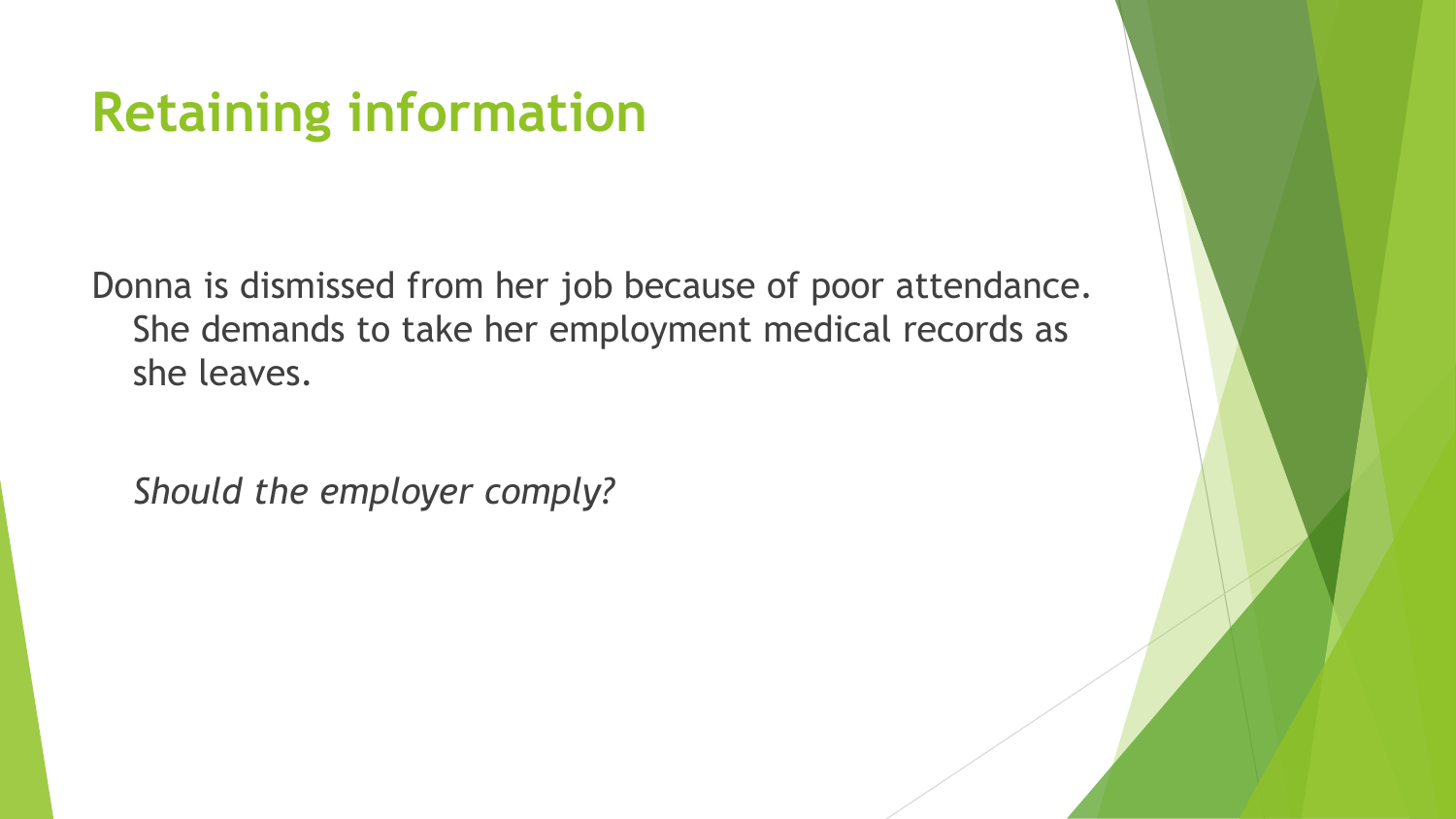# Retaining information

Donna is dismissed from her job because of poor attendance. She demands to take her employment medical records as she leaves.

*Should the employer comply?*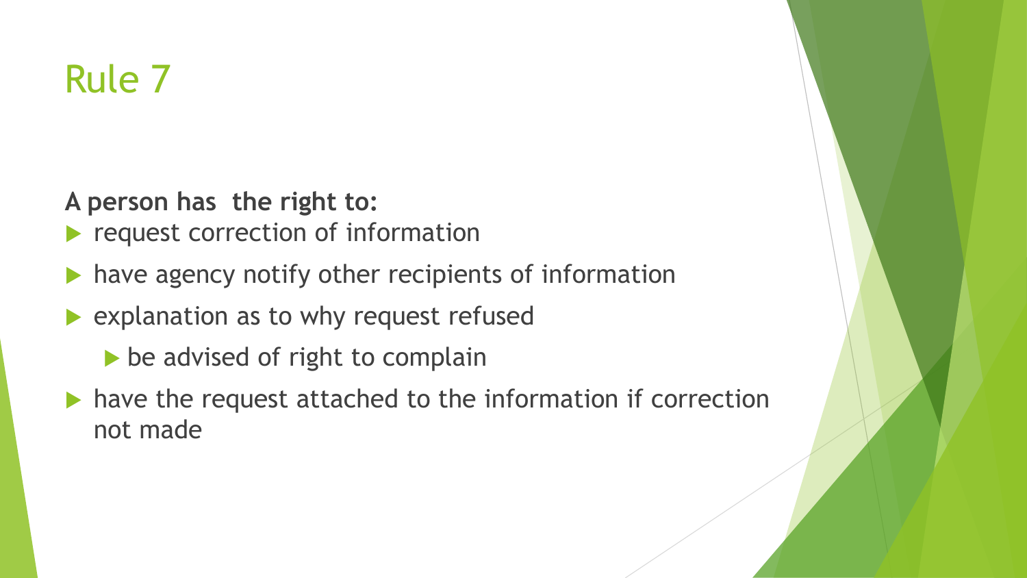# Rule 7

**A person has the right to:**

- request correction of information
- have agency notify other recipients of information
- explanation as to why request refused
  - be advised of right to complain
- have the request attached to the information if correction not made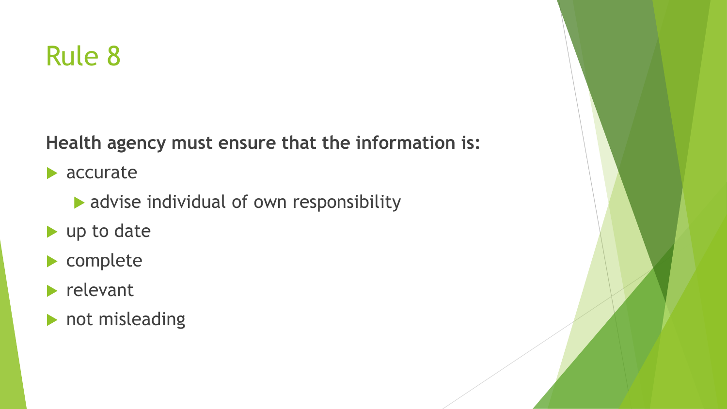# Rule 8

**Health agency must ensure that the information is:**

- accurate
  - advise individual of own responsibility
- up to date
- complete
- relevant
- not misleading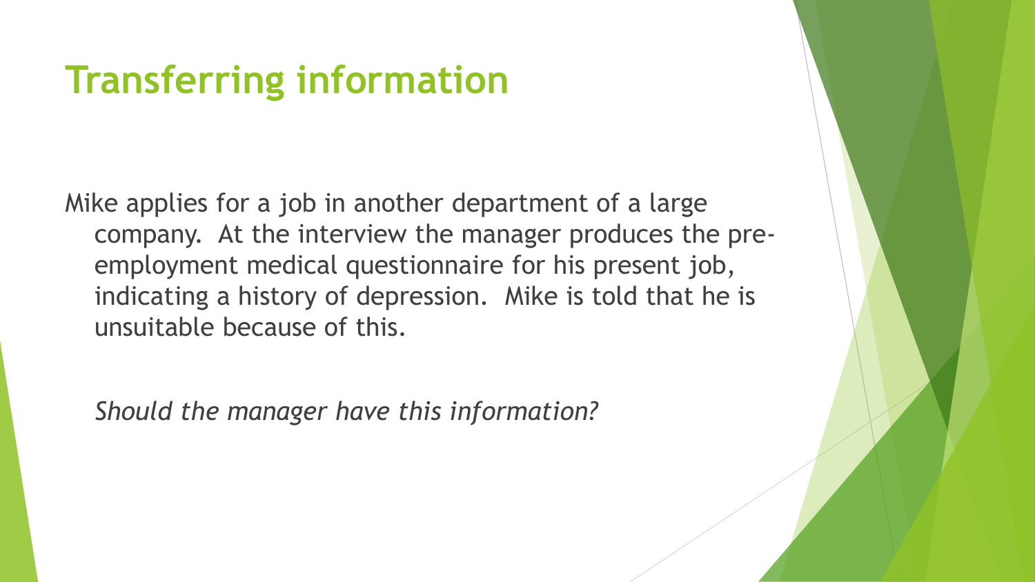# Transferring information

Mike applies for a job in another department of a large company. At the interview the manager produces the pre-employment medical questionnaire for his present job, indicating a history of depression. Mike is told that he is unsuitable because of this.

*Should the manager have this information?*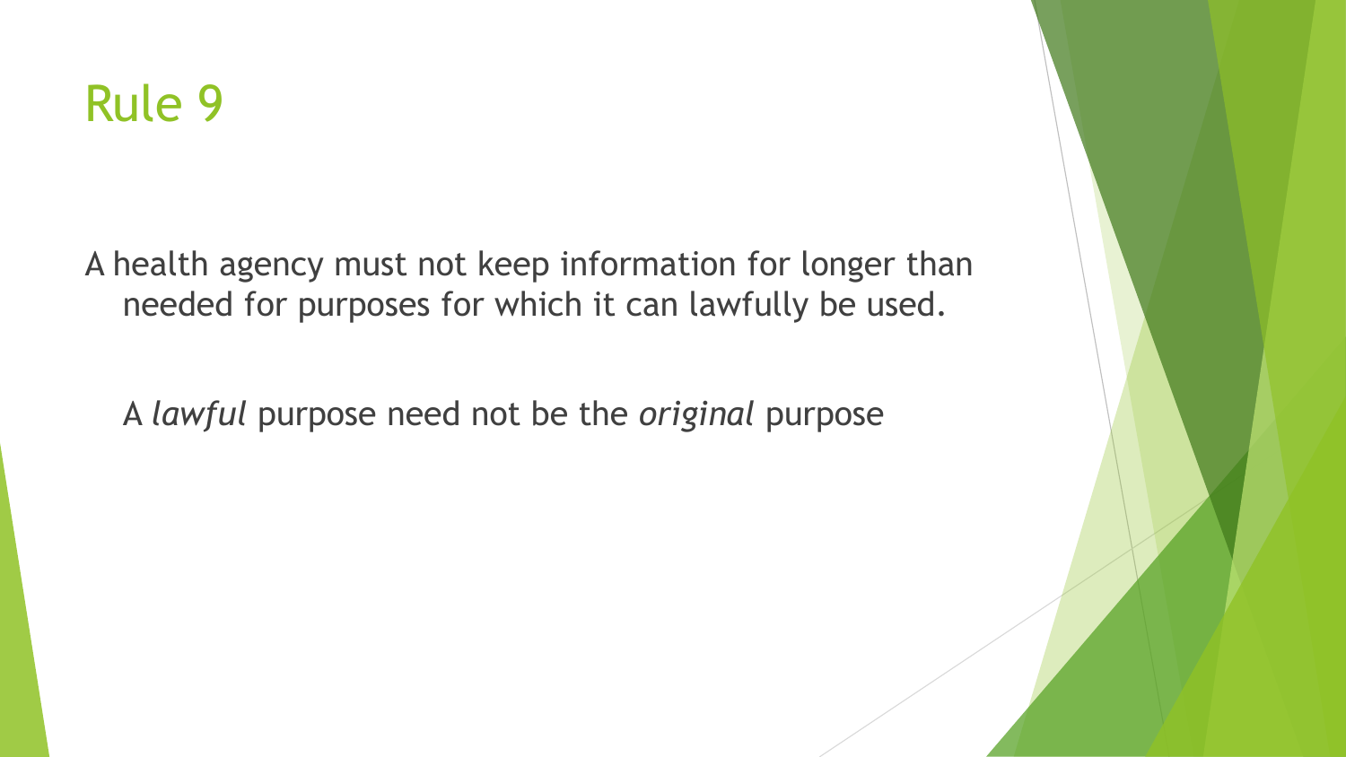# Rule 9

A health agency must not keep information for longer than needed for purposes for which it can lawfully be used.

A *lawful* purpose need not be the *original* purpose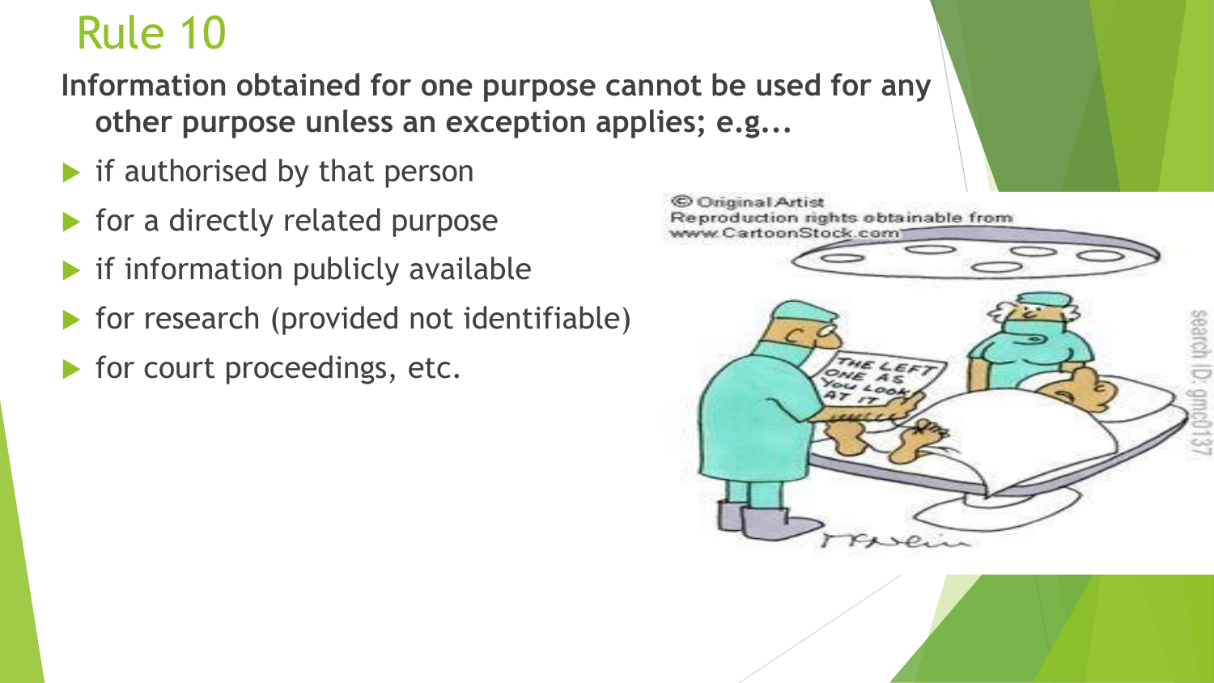# Rule 10

**Information obtained for one purpose cannot be used for any other purpose unless an exception applies; e.g...**

- if authorised by that person
- for a directly related purpose
- if information publicly available
- for research (provided not identifiable)
- for court proceedings, etc.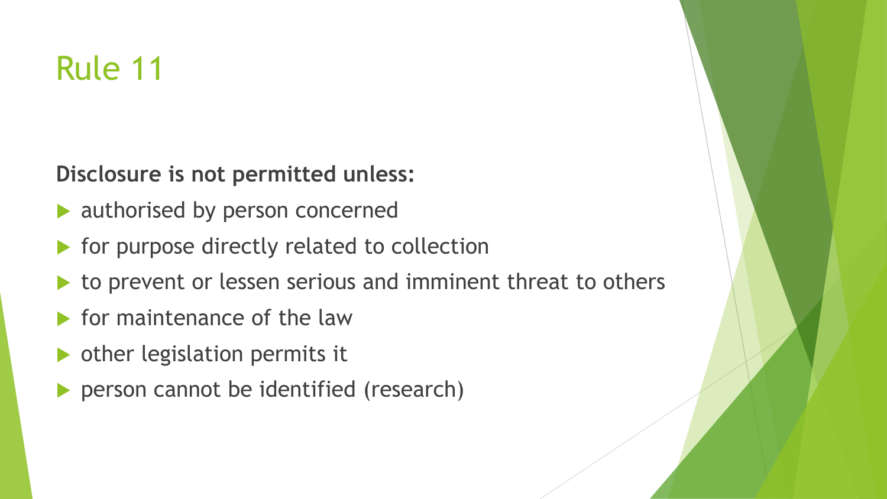# Rule 11

**Disclosure is not permitted unless:**

- authorised by person concerned
- for purpose directly related to collection
- to prevent or lessen serious and imminent threat to others
- for maintenance of the law
- other legislation permits it
- person cannot be identified (research)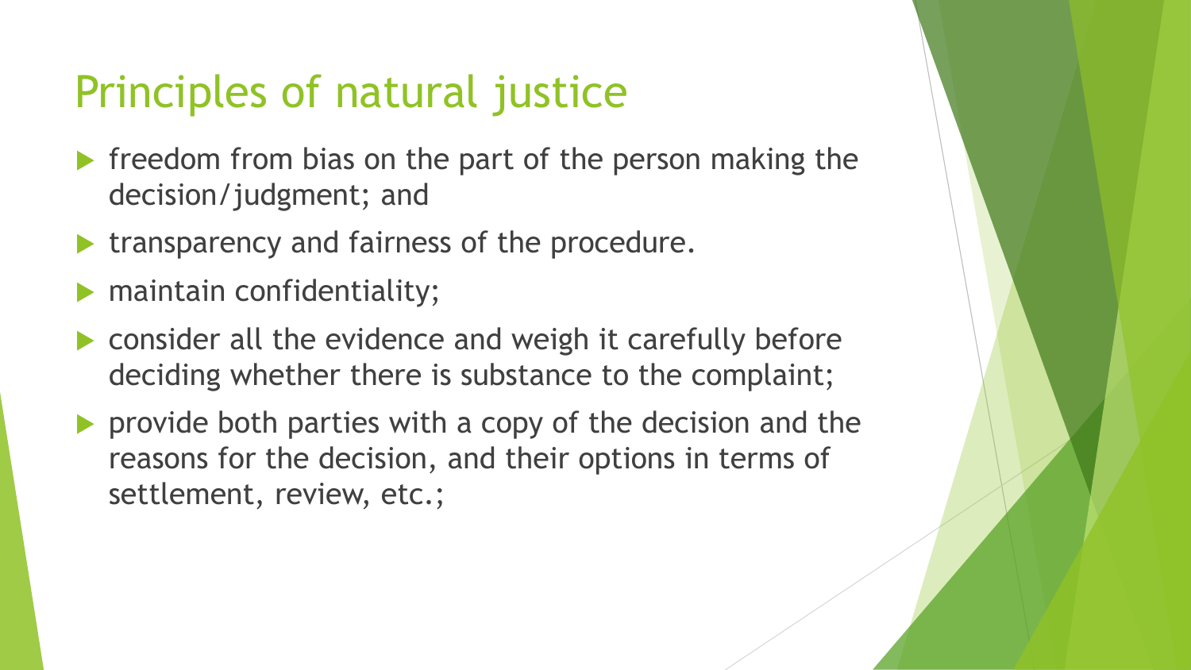# Principles of natural justice

- freedom from bias on the part of the person making the decision/judgment; and
- transparency and fairness of the procedure.
- maintain confidentiality;
- consider all the evidence and weigh it carefully before deciding whether there is substance to the complaint;
- provide both parties with a copy of the decision and the reasons for the decision, and their options in terms of settlement, review, etc.;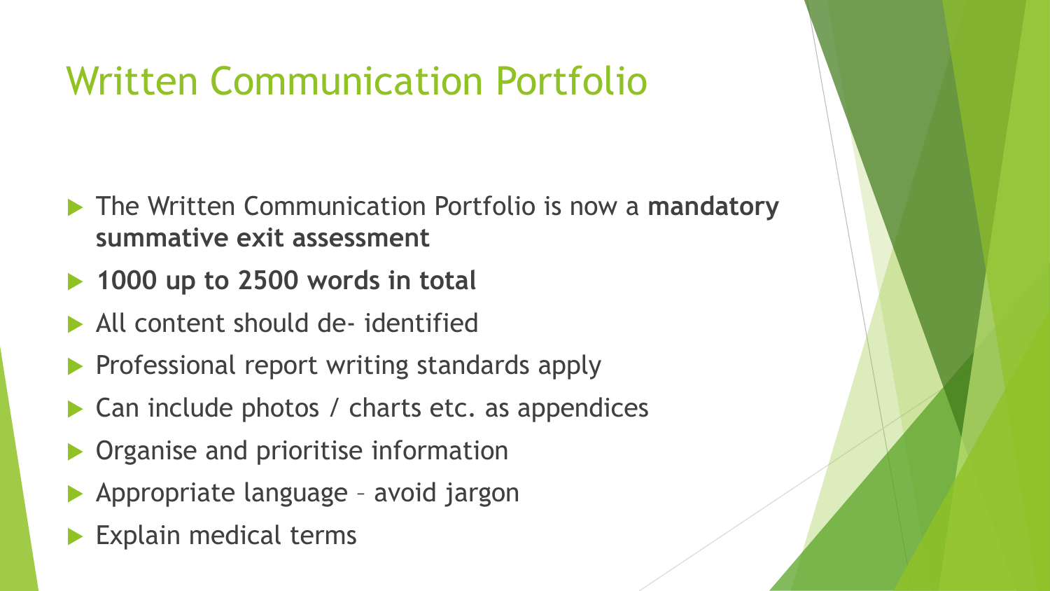# Written Communication Portfolio

- The Written Communication Portfolio is now a **mandatory summative exit assessment**
- **1000 up to 2500 words in total**
- All content should de- identified
- Professional report writing standards apply
- Can include photos / charts etc. as appendices
- Organise and prioritise information
- Appropriate language – avoid jargon
- Explain medical terms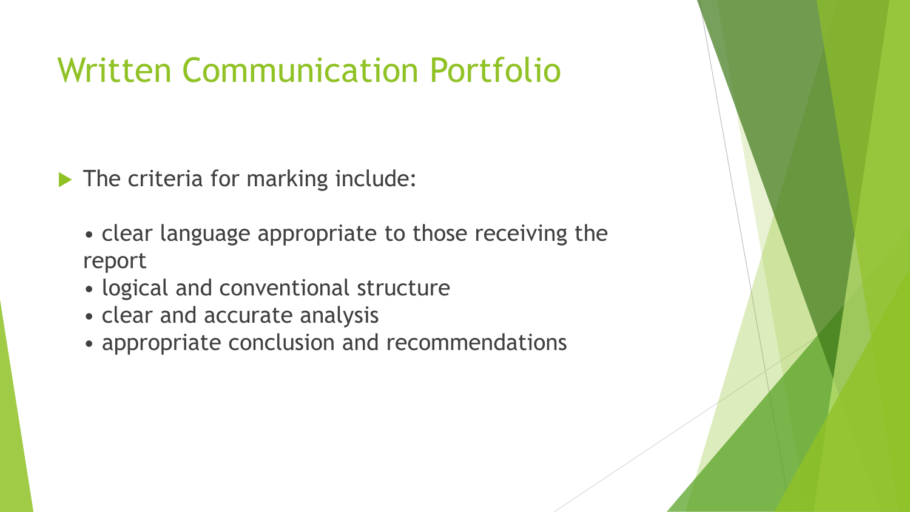# Written Communication Portfolio

- The criteria for marking include:
  - clear language appropriate to those receiving the report
  - logical and conventional structure
  - clear and accurate analysis
  - appropriate conclusion and recommendations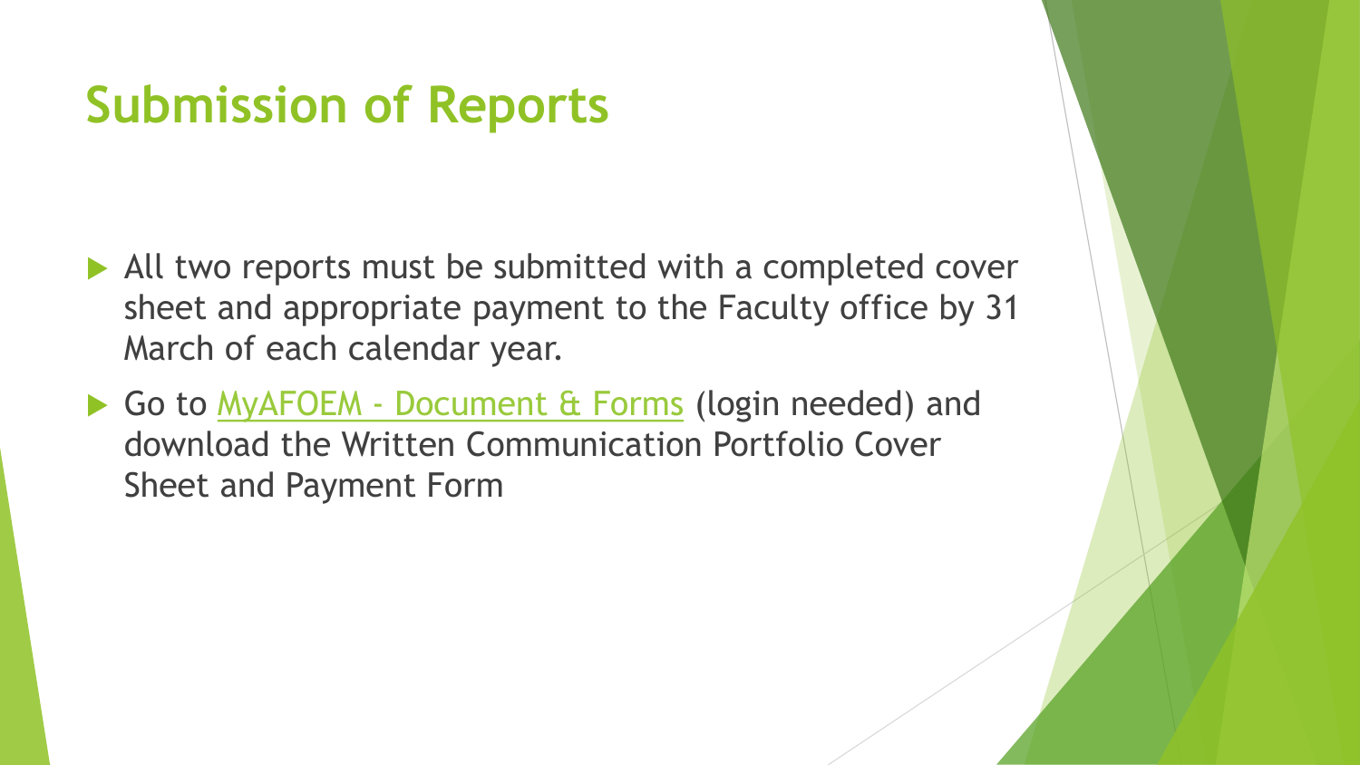# Submission of Reports

- All two reports must be submitted with a completed cover sheet and appropriate payment to the Faculty office by 31 March of each calendar year.
- Go to MyAFOEM - Document & Forms (login needed) and download the Written Communication Portfolio Cover Sheet and Payment Form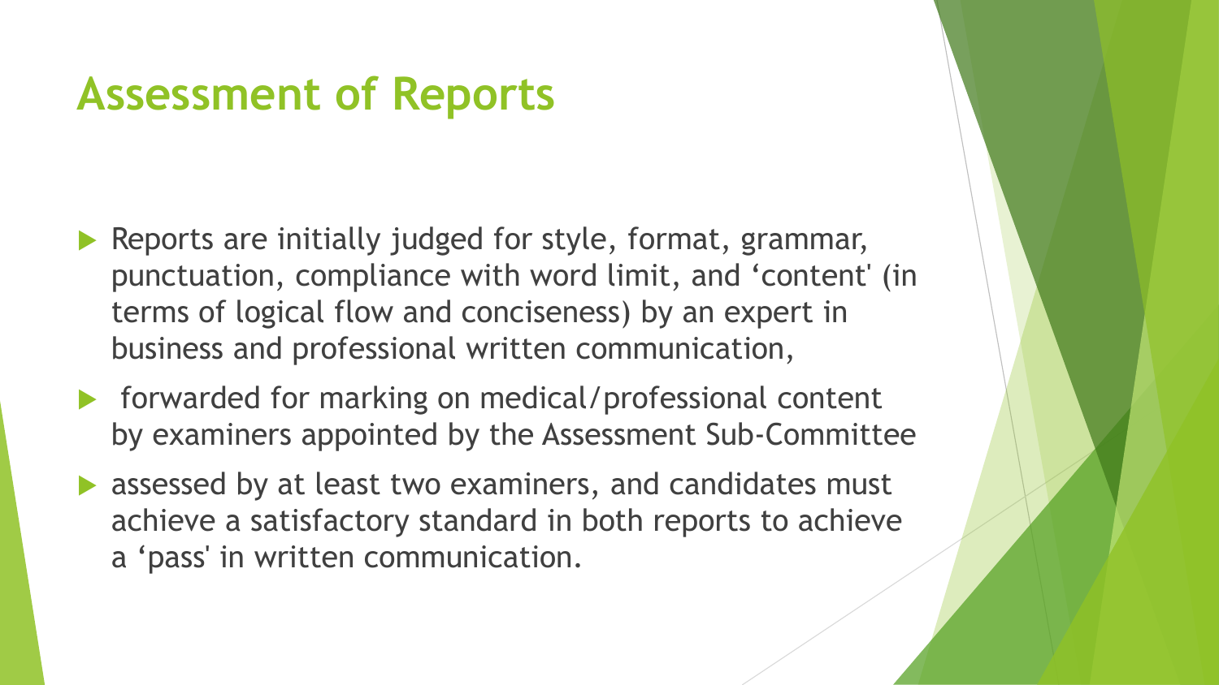# Assessment of Reports

- Reports are initially judged for style, format, grammar, punctuation, compliance with word limit, and 'content' (in terms of logical flow and conciseness) by an expert in business and professional written communication,
- forwarded for marking on medical/professional content by examiners appointed by the Assessment Sub-Committee
- assessed by at least two examiners, and candidates must achieve a satisfactory standard in both reports to achieve a 'pass' in written communication.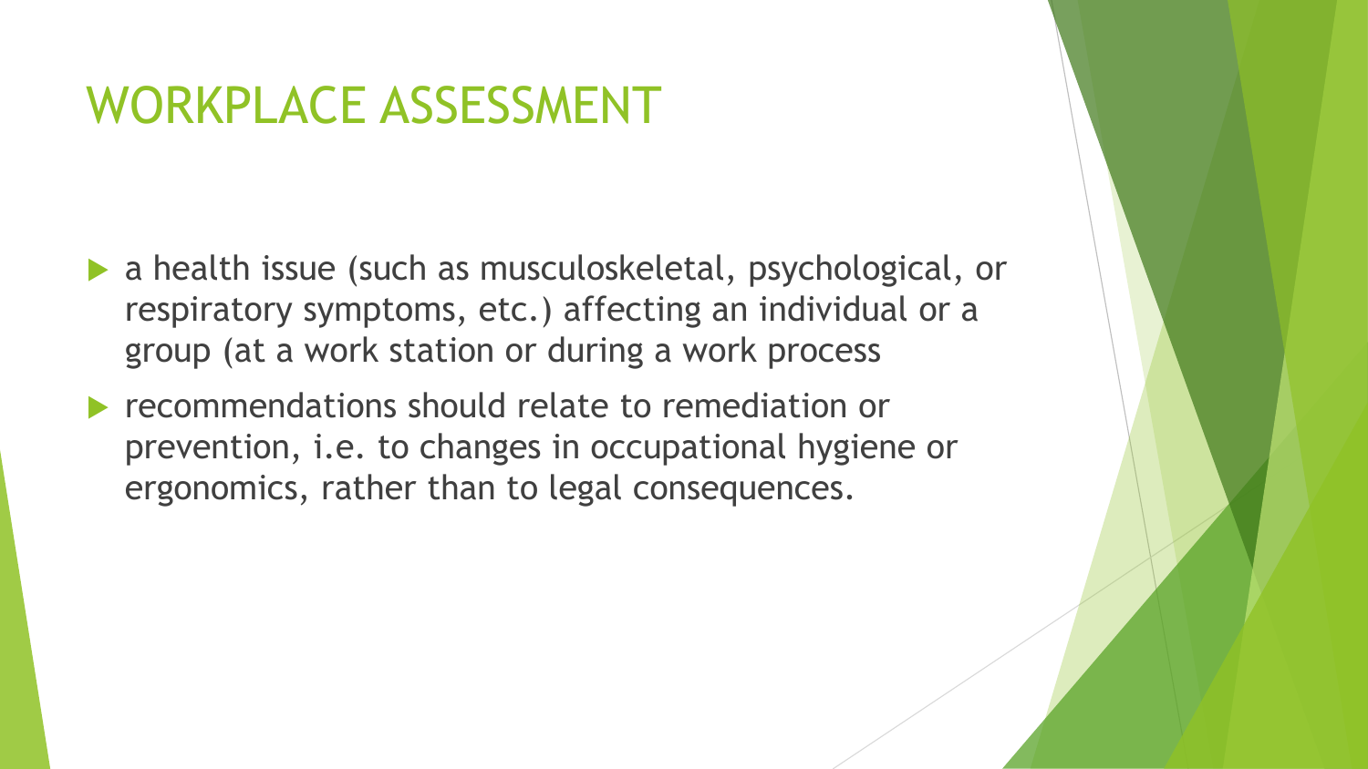# WORKPLACE ASSESSMENT

- a health issue (such as musculoskeletal, psychological, or respiratory symptoms, etc.) affecting an individual or a group (at a work station or during a work process
- recommendations should relate to remediation or prevention, i.e. to changes in occupational hygiene or ergonomics, rather than to legal consequences.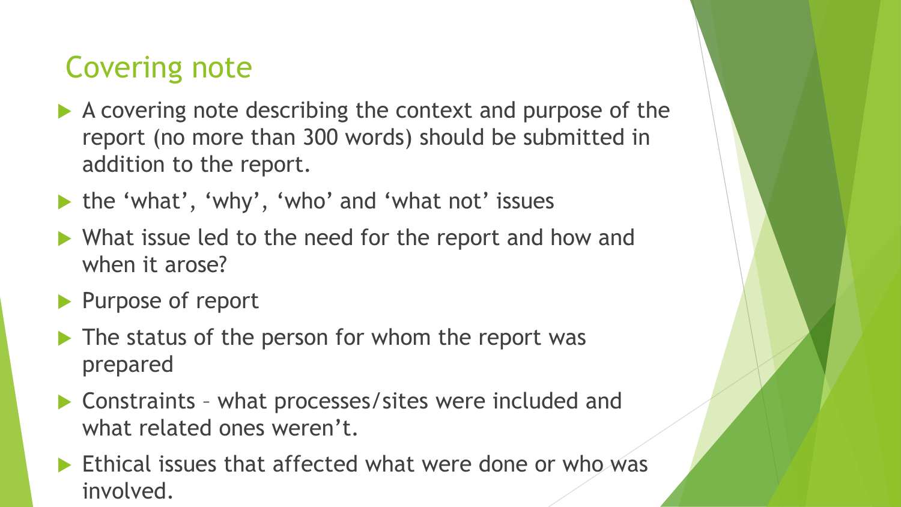# Covering note

- A covering note describing the context and purpose of the report (no more than 300 words) should be submitted in addition to the report.
- the 'what', 'why', 'who' and 'what not' issues
- What issue led to the need for the report and how and when it arose?
- Purpose of report
- The status of the person for whom the report was prepared
- Constraints – what processes/sites were included and what related ones weren't.
- Ethical issues that affected what were done or who was involved.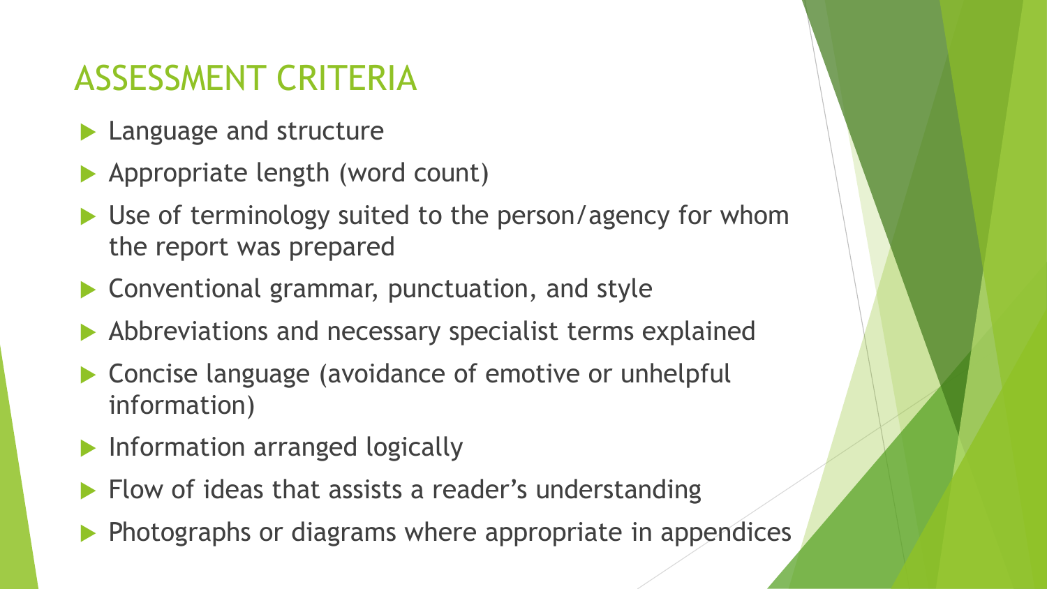# ASSESSMENT CRITERIA

- Language and structure
- Appropriate length (word count)
- Use of terminology suited to the person/agency for whom the report was prepared
- Conventional grammar, punctuation, and style
- Abbreviations and necessary specialist terms explained
- Concise language (avoidance of emotive or unhelpful information)
- Information arranged logically
- Flow of ideas that assists a reader's understanding
- Photographs or diagrams where appropriate in appendices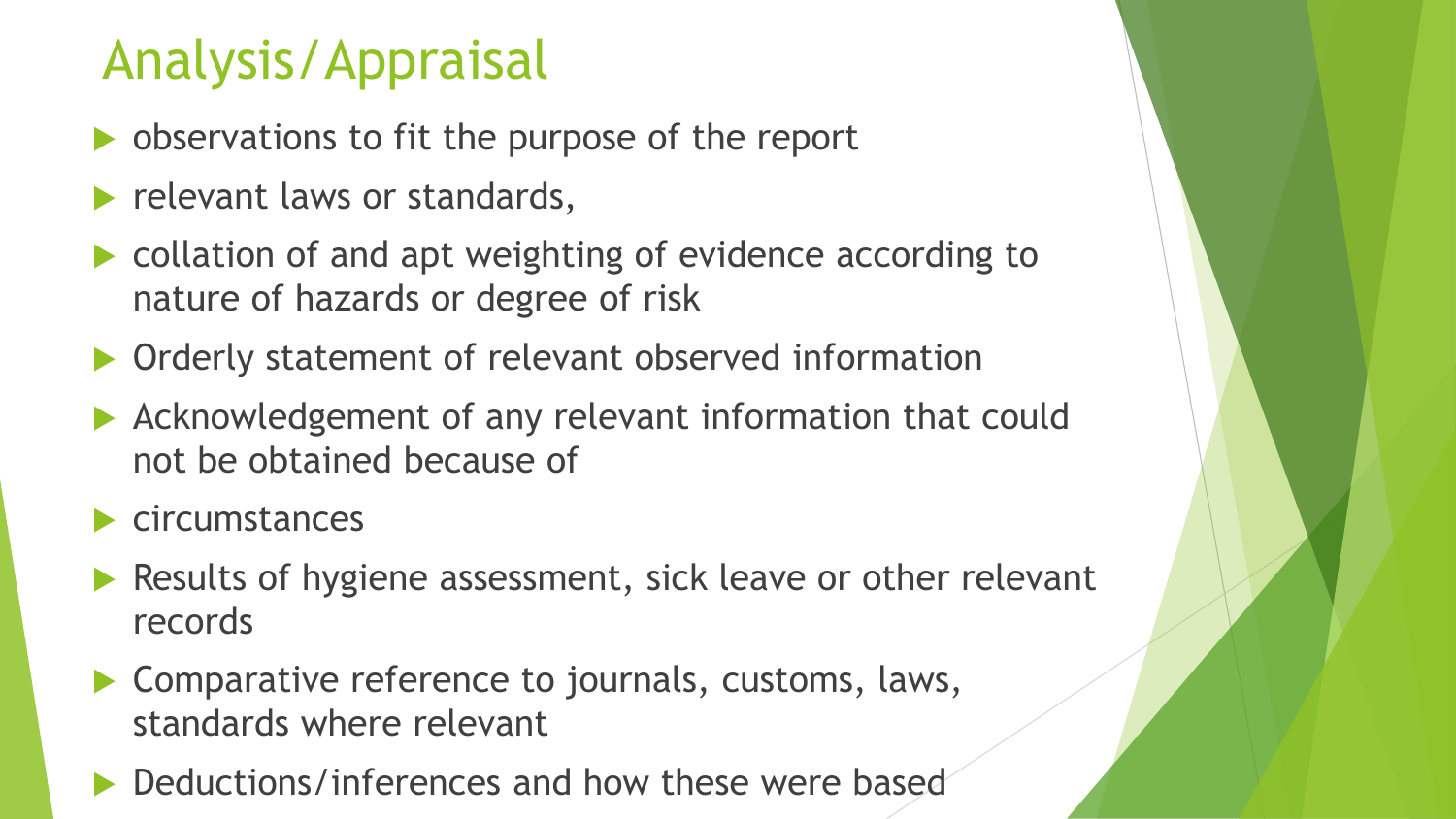# Analysis/Appraisal

- observations to fit the purpose of the report
- relevant laws or standards,
- collation of and apt weighting of evidence according to nature of hazards or degree of risk
- Orderly statement of relevant observed information
- Acknowledgement of any relevant information that could not be obtained because of
- circumstances
- Results of hygiene assessment, sick leave or other relevant records
- Comparative reference to journals, customs, laws, standards where relevant
- Deductions/inferences and how these were based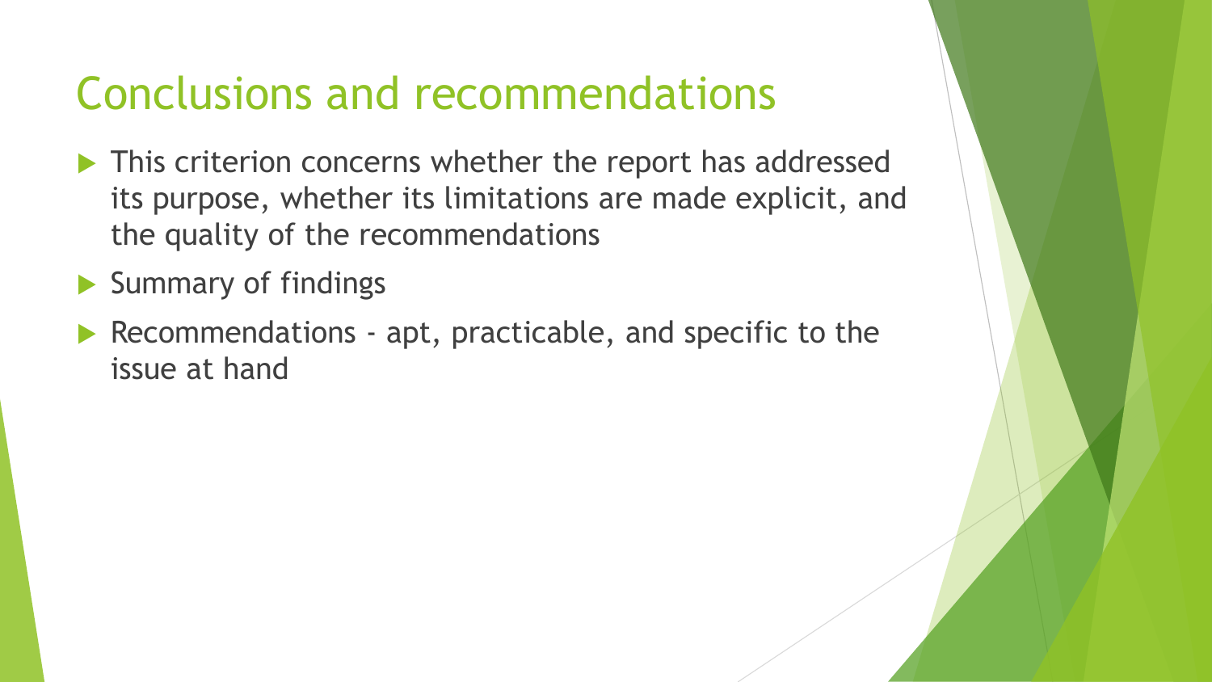# Conclusions and recommendations

- This criterion concerns whether the report has addressed its purpose, whether its limitations are made explicit, and the quality of the recommendations
- Summary of findings
- Recommendations - apt, practicable, and specific to the issue at hand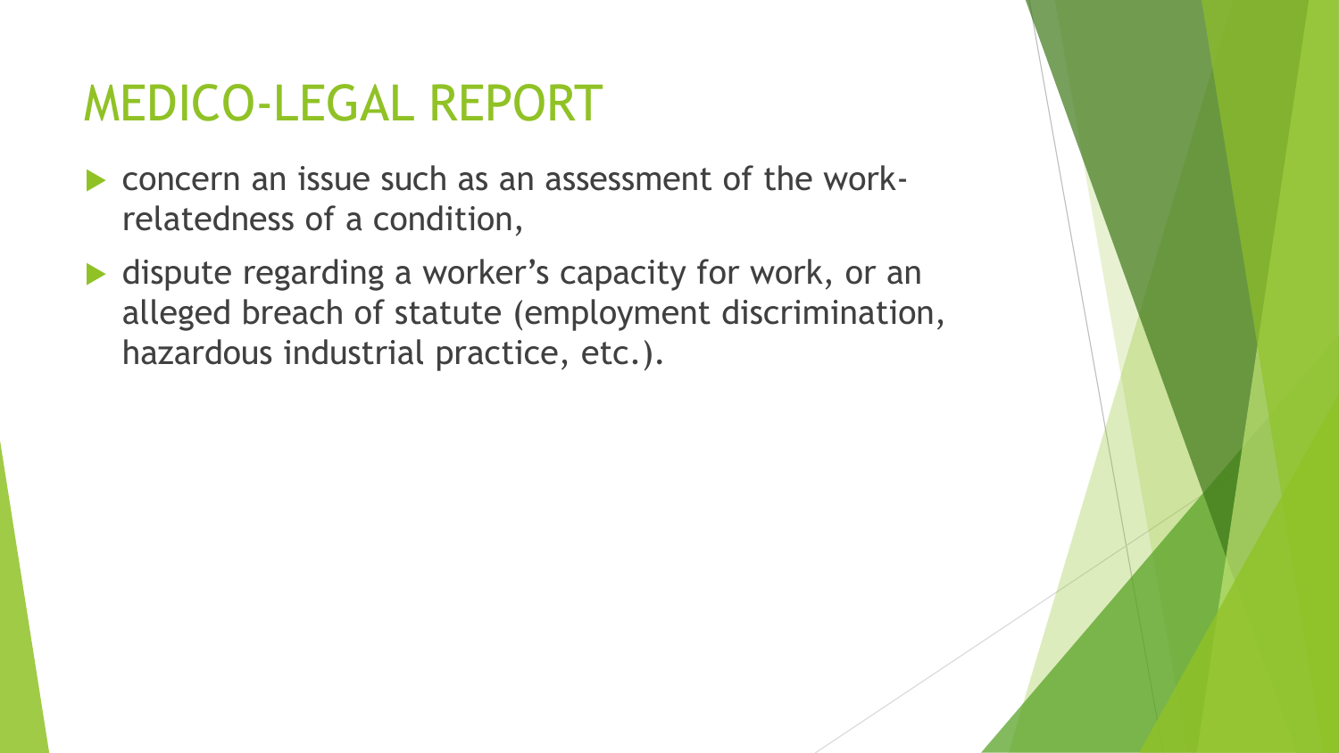# MEDICO-LEGAL REPORT

- concern an issue such as an assessment of the work-relatedness of a condition,
- dispute regarding a worker's capacity for work, or an alleged breach of statute (employment discrimination, hazardous industrial practice, etc.).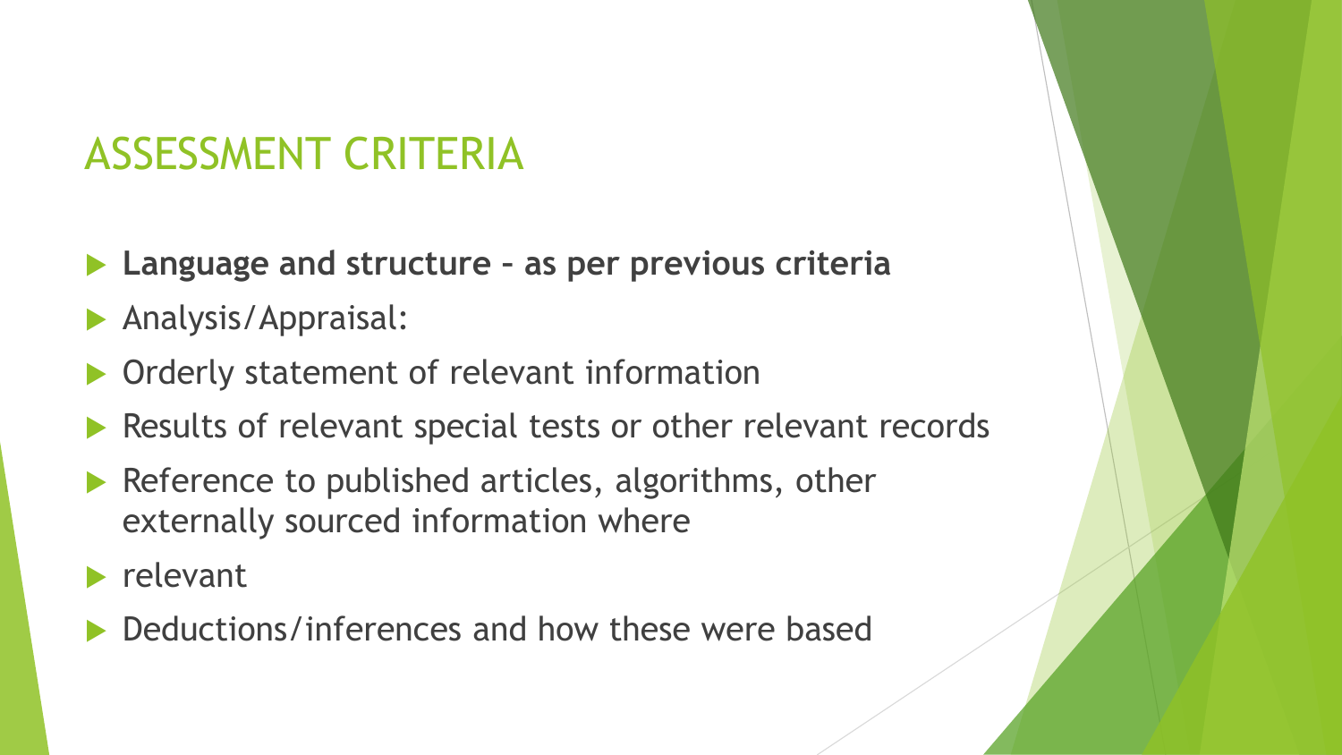# ASSESSMENT CRITERIA

- **Language and structure – as per previous criteria**
- Analysis/Appraisal:
- Orderly statement of relevant information
- Results of relevant special tests or other relevant records
- Reference to published articles, algorithms, other externally sourced information where
- relevant
- Deductions/inferences and how these were based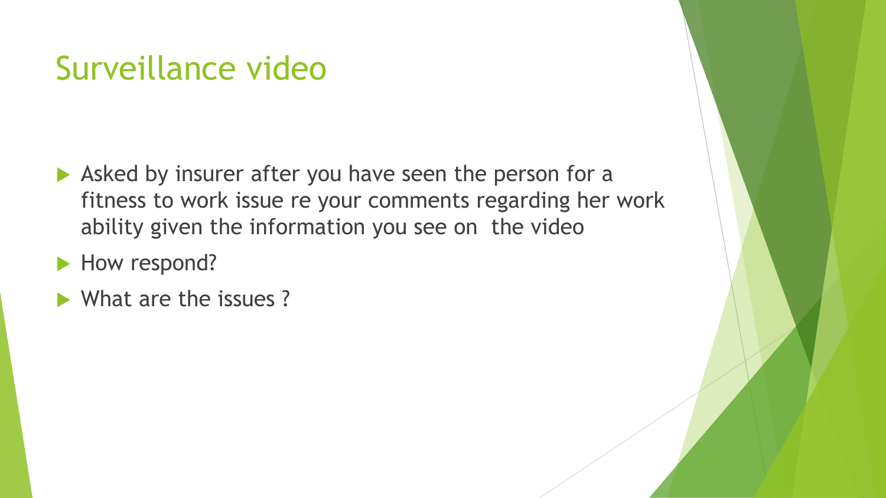# Surveillance video

- Asked by insurer after you have seen the person for a fitness to work issue re your comments regarding her work ability given the information you see on the video
- How respond?
- What are the issues ?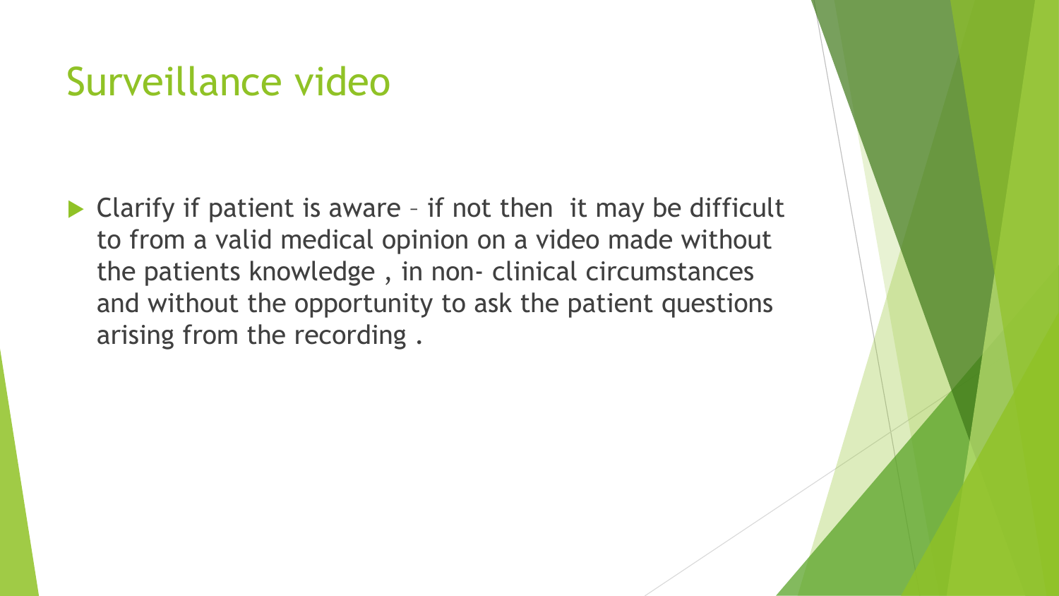# Surveillance video

- Clarify if patient is aware – if not then it may be difficult to from a valid medical opinion on a video made without the patients knowledge , in non- clinical circumstances and without the opportunity to ask the patient questions arising from the recording .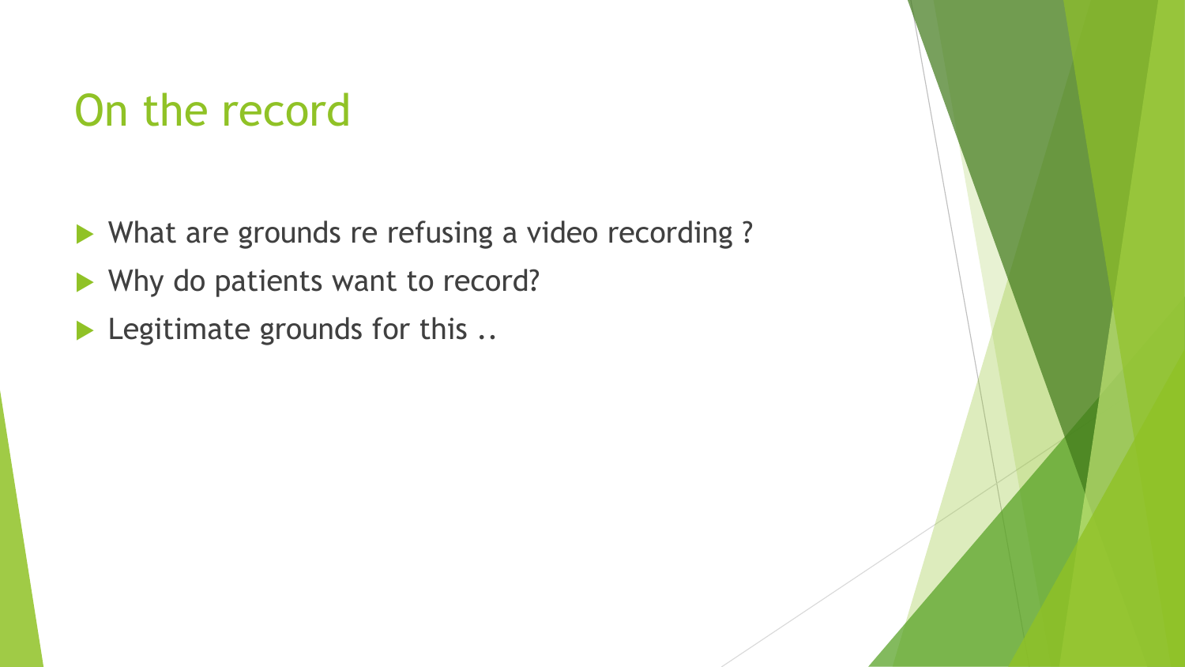# On the record

- What are grounds re refusing a video recording ?
- Why do patients want to record?
- Legitimate grounds for this ..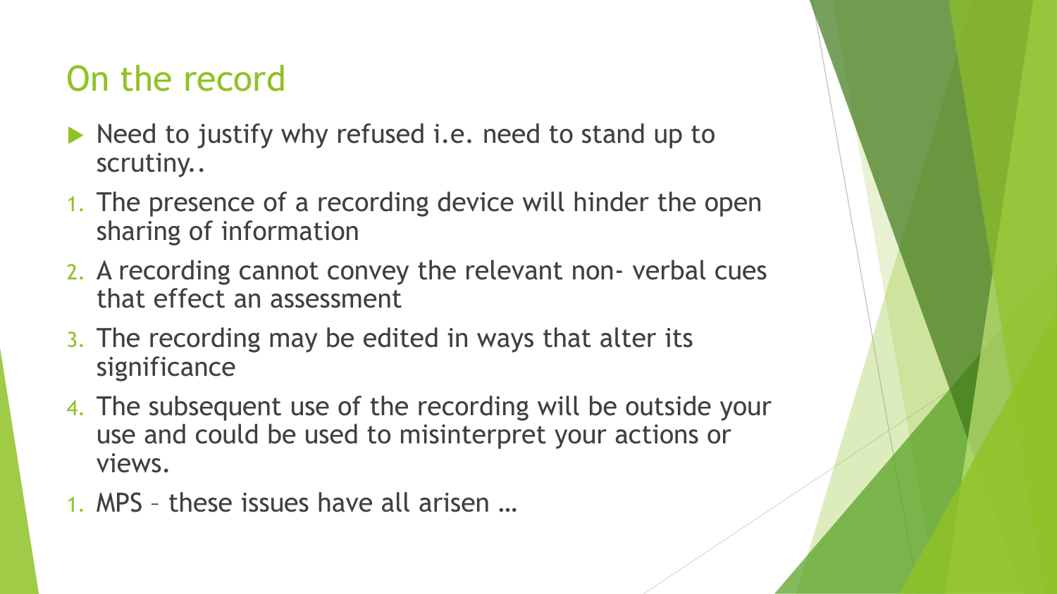# On the record

- Need to justify why refused i.e. need to stand up to scrutiny..

1. The presence of a recording device will hinder the open sharing of information
2. A recording cannot convey the relevant non- verbal cues that effect an assessment
3. The recording may be edited in ways that alter its significance
4. The subsequent use of the recording will be outside your use and could be used to misinterpret your actions or views.

1. MPS – these issues have all arisen …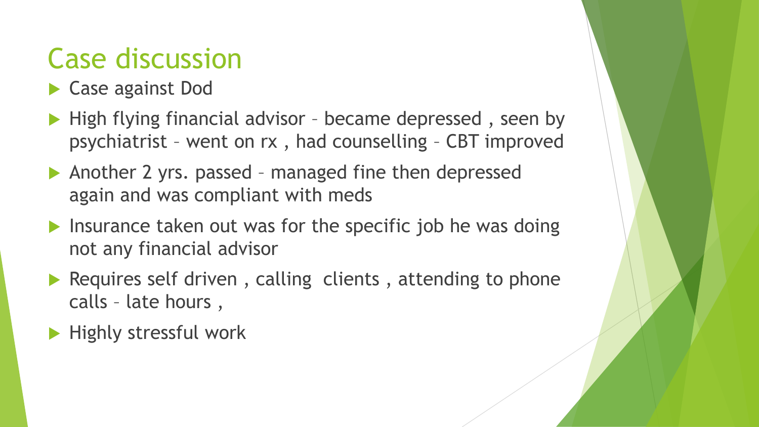# Case discussion

- Case against Dod
- High flying financial advisor – became depressed , seen by psychiatrist – went on rx , had counselling – CBT improved
- Another 2 yrs. passed – managed fine then depressed again and was compliant with meds
- Insurance taken out was for the specific job he was doing not any financial advisor
- Requires self driven , calling clients , attending to phone calls – late hours ,
- Highly stressful work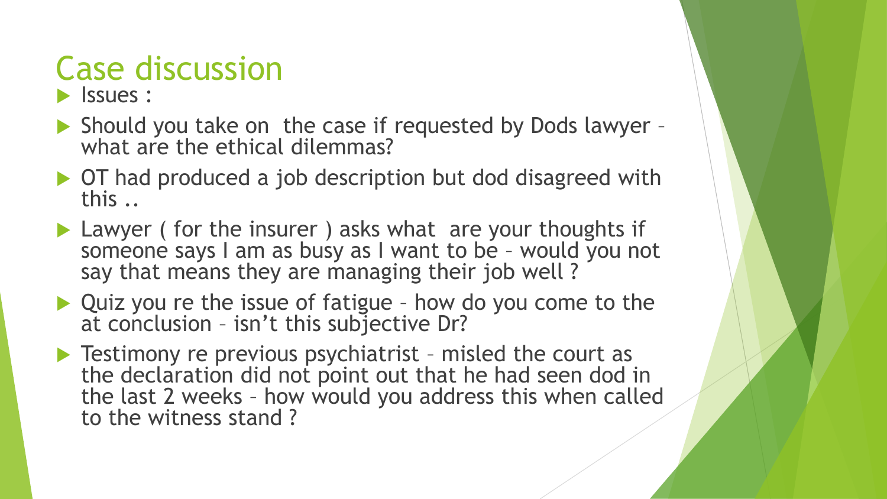# Case discussion

- Issues :
- Should you take on the case if requested by Dods lawyer – what are the ethical dilemmas?
- OT had produced a job description but dod disagreed with this ..
- Lawyer ( for the insurer ) asks what are your thoughts if someone says I am as busy as I want to be – would you not say that means they are managing their job well ?
- Quiz you re the issue of fatigue – how do you come to the at conclusion – isn't this subjective Dr?
- Testimony re previous psychiatrist – misled the court as the declaration did not point out that he had seen dod in the last 2 weeks – how would you address this when called to the witness stand ?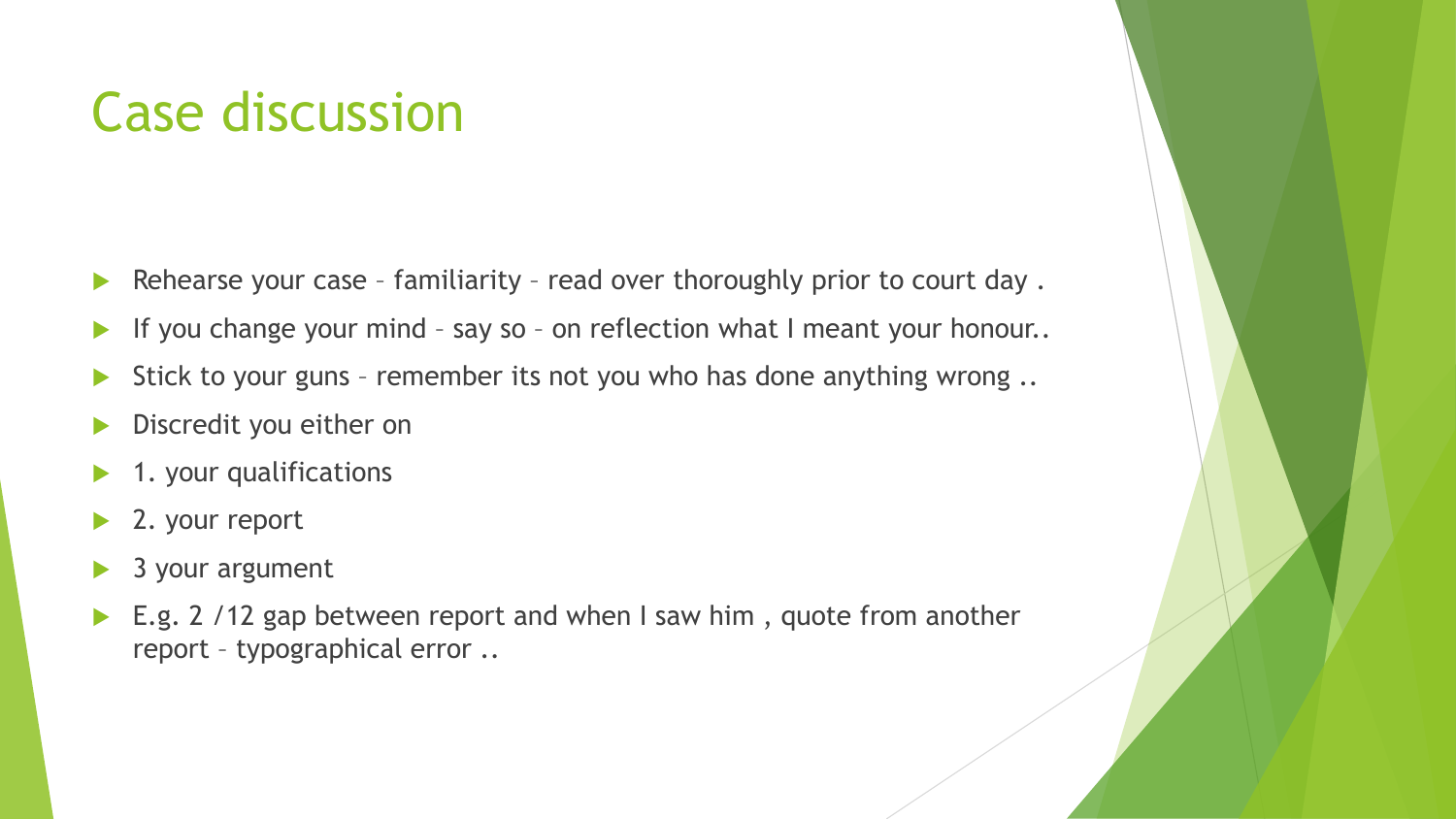# Case discussion

- Rehearse your case – familiarity – read over thoroughly prior to court day .
- If you change your mind – say so – on reflection what I meant your honour..
- Stick to your guns – remember its not you who has done anything wrong ..
- Discredit you either on
- 1. your qualifications
- 2. your report
- 3 your argument
- E.g. 2 /12 gap between report and when I saw him , quote from another report – typographical error ..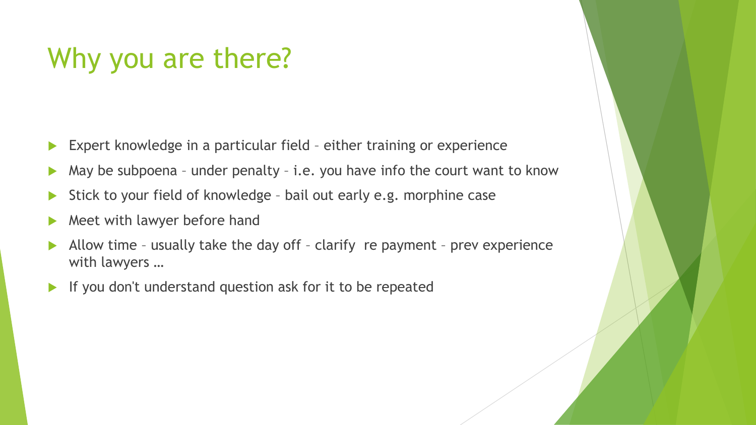# Why you are there?

- Expert knowledge in a particular field – either training or experience
- May be subpoena – under penalty – i.e. you have info the court want to know
- Stick to your field of knowledge – bail out early e.g. morphine case
- Meet with lawyer before hand
- Allow time – usually take the day off – clarify re payment – prev experience with lawyers …
- If you don't understand question ask for it to be repeated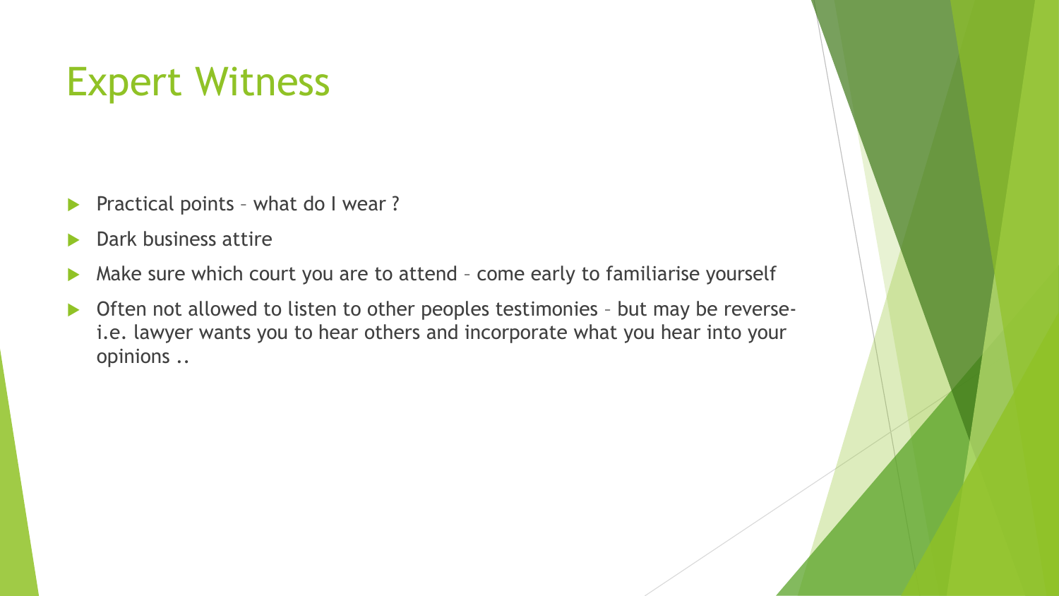# Expert Witness

- Practical points – what do I wear ?
- Dark business attire
- Make sure which court you are to attend – come early to familiarise yourself
- Often not allowed to listen to other peoples testimonies – but may be reverse- i.e. lawyer wants you to hear others and incorporate what you hear into your opinions ..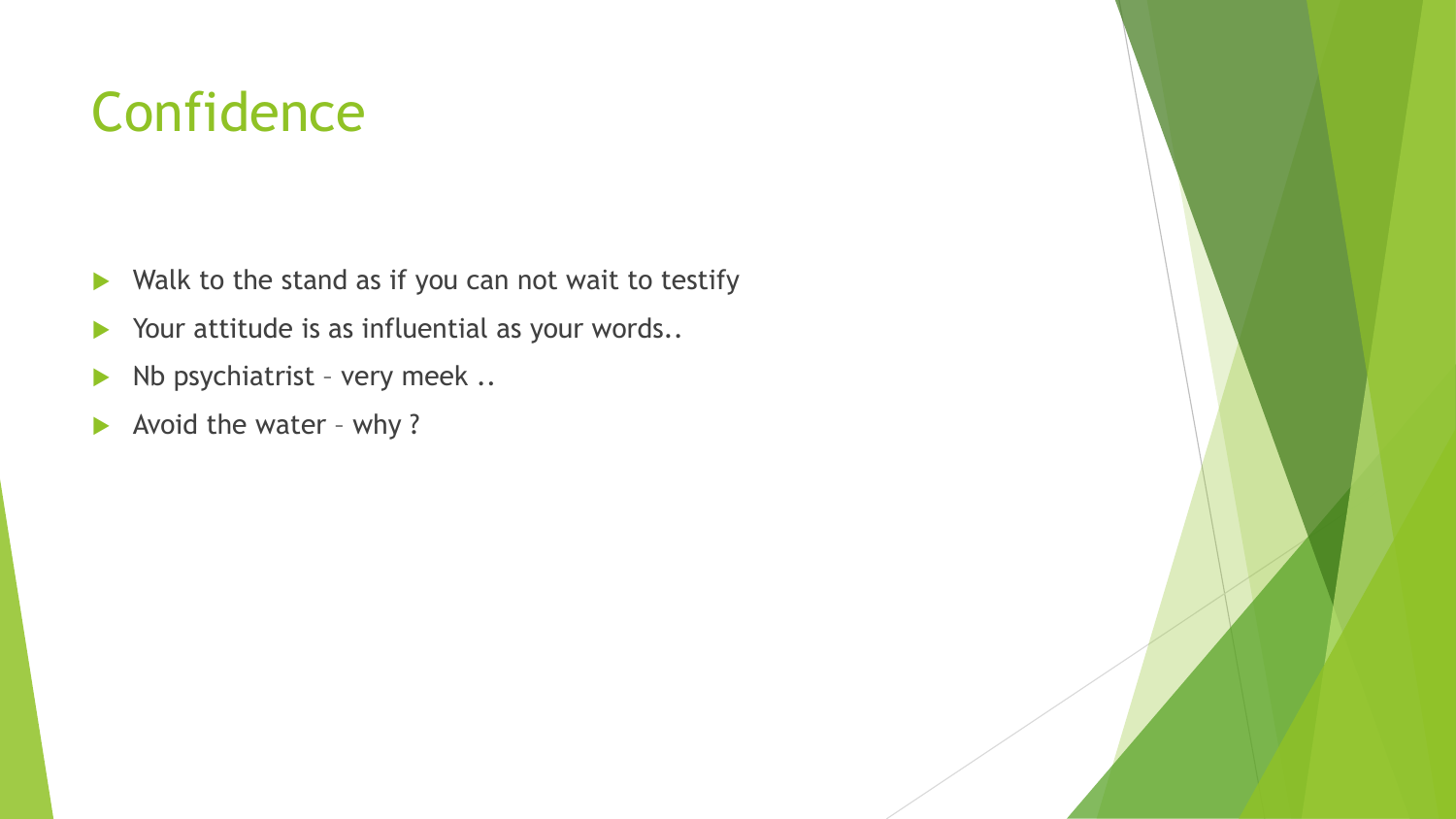# Confidence

- Walk to the stand as if you can not wait to testify
- Your attitude is as influential as your words..
- Nb psychiatrist – very meek ..
- Avoid the water – why ?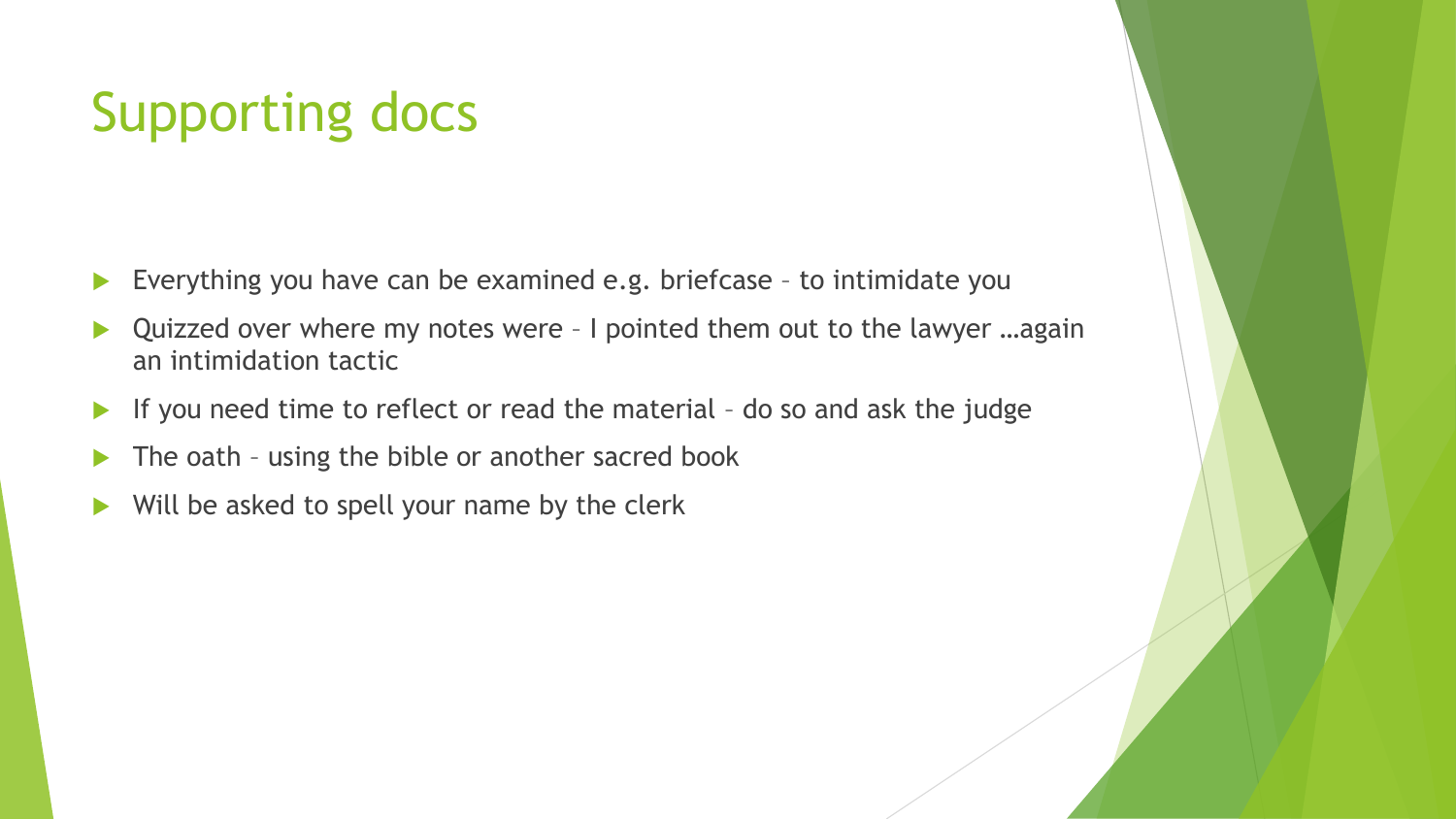# Supporting docs

- Everything you have can be examined e.g. briefcase – to intimidate you
- Quizzed over where my notes were – I pointed them out to the lawyer …again an intimidation tactic
- If you need time to reflect or read the material – do so and ask the judge
- The oath – using the bible or another sacred book
- Will be asked to spell your name by the clerk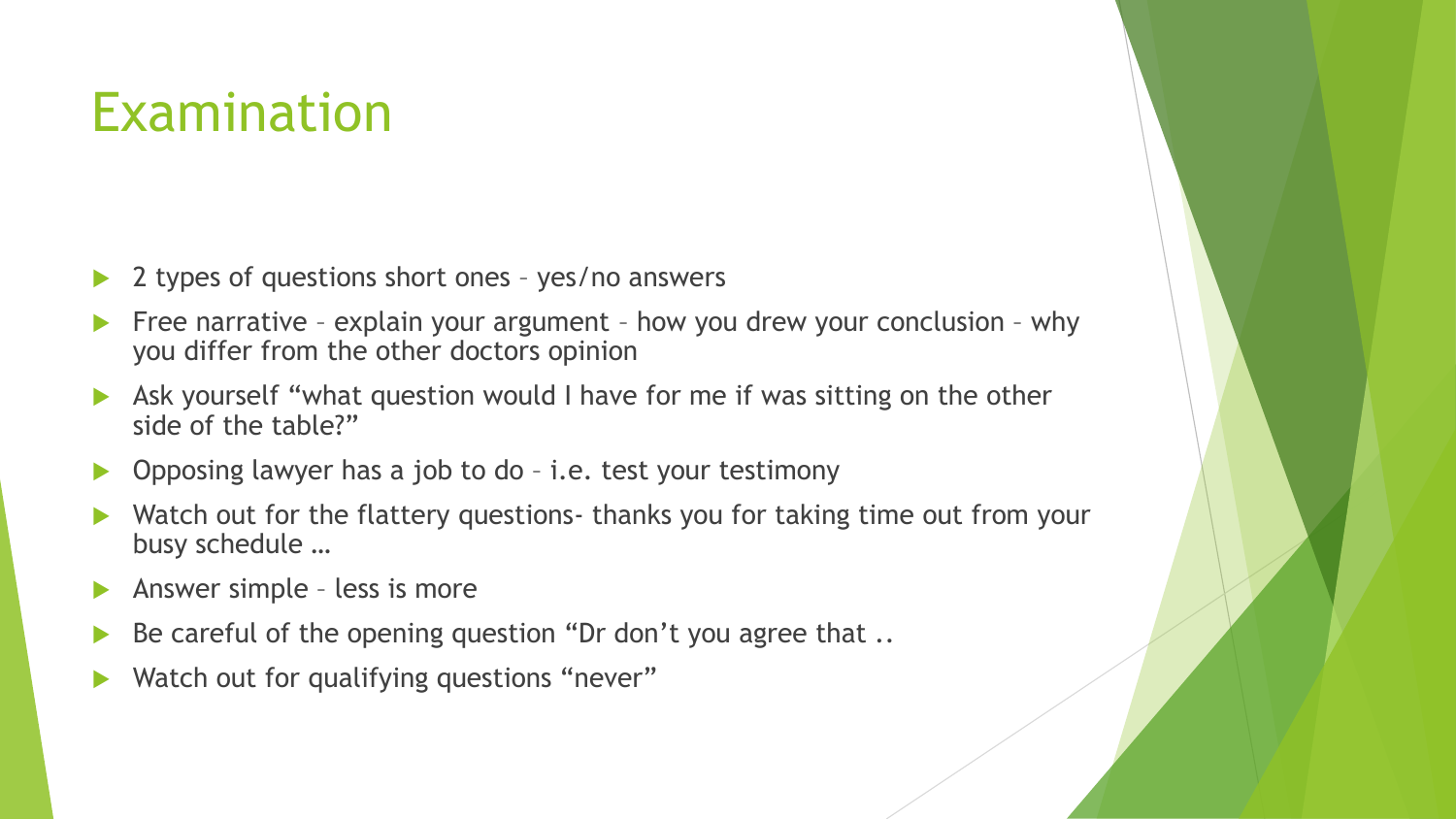# Examination

- 2 types of questions short ones – yes/no answers
- Free narrative – explain your argument – how you drew your conclusion – why you differ from the other doctors opinion
- Ask yourself "what question would I have for me if was sitting on the other side of the table?"
- Opposing lawyer has a job to do – i.e. test your testimony
- Watch out for the flattery questions- thanks you for taking time out from your busy schedule …
- Answer simple – less is more
- Be careful of the opening question "Dr don't you agree that ..
- Watch out for qualifying questions "never"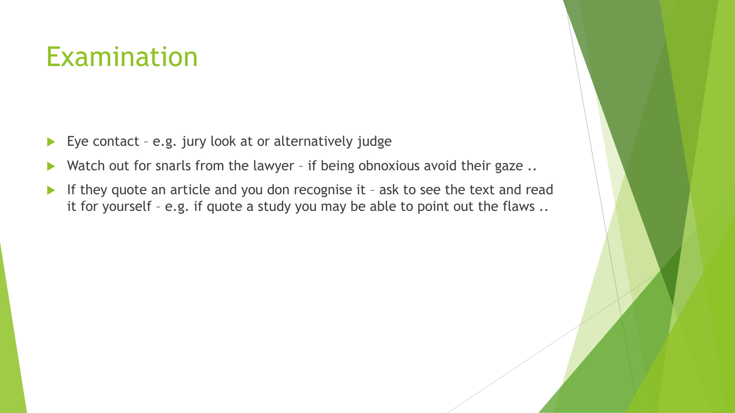# Examination

- Eye contact – e.g. jury look at or alternatively judge
- Watch out for snarls from the lawyer – if being obnoxious avoid their gaze ..
- If they quote an article and you don recognise it – ask to see the text and read it for yourself – e.g. if quote a study you may be able to point out the flaws ..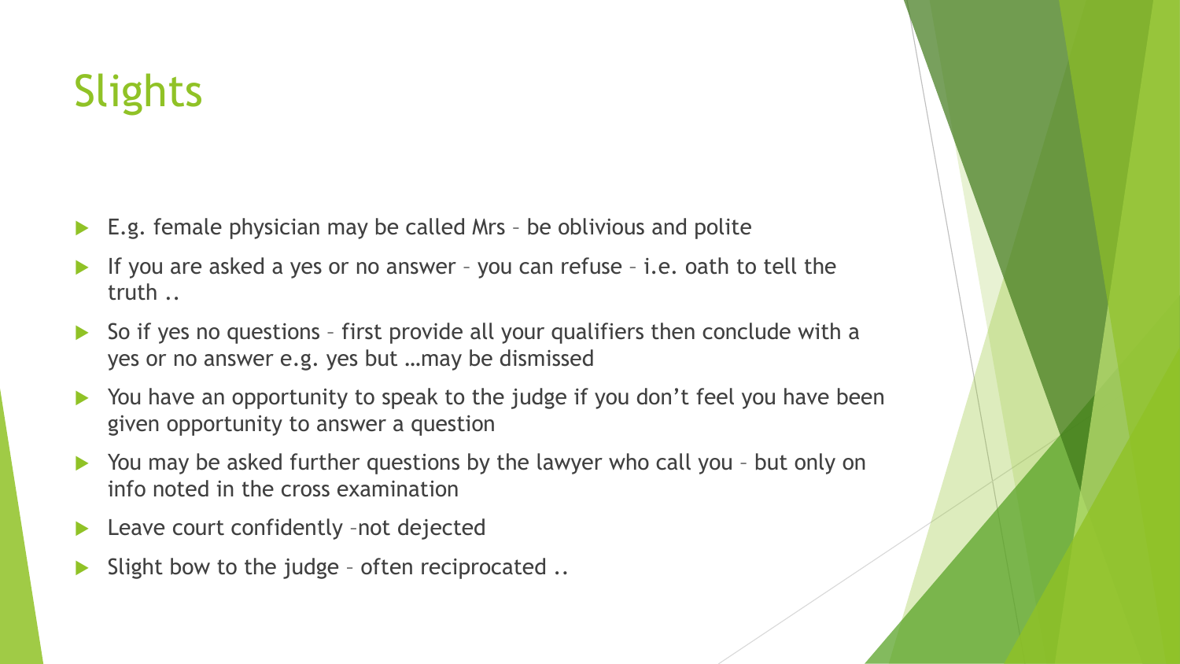# Slights

- E.g. female physician may be called Mrs – be oblivious and polite
- If you are asked a yes or no answer – you can refuse – i.e. oath to tell the truth ..
- So if yes no questions – first provide all your qualifiers then conclude with a yes or no answer e.g. yes but …may be dismissed
- You have an opportunity to speak to the judge if you don't feel you have been given opportunity to answer a question
- You may be asked further questions by the lawyer who call you – but only on info noted in the cross examination
- Leave court confidently –not dejected
- Slight bow to the judge – often reciprocated ..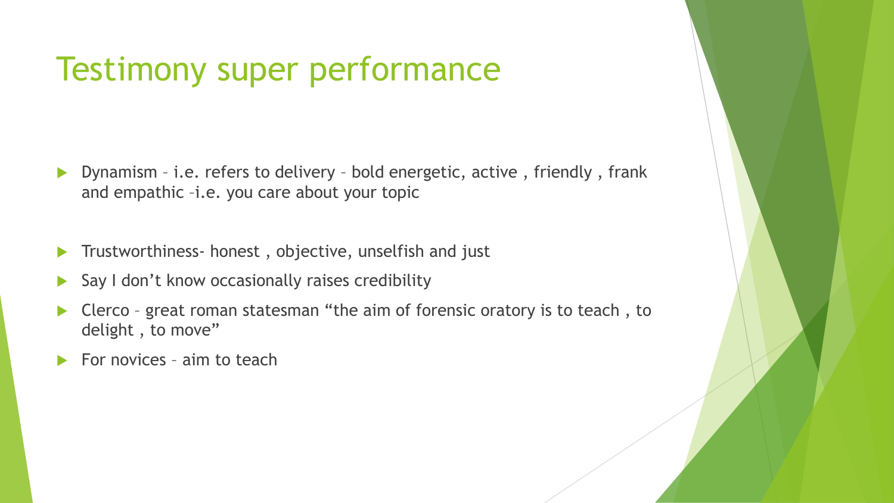# Testimony super performance

- Dynamism – i.e. refers to delivery – bold energetic, active , friendly , frank and empathic –i.e. you care about your topic
- Trustworthiness- honest , objective, unselfish and just
- Say I don't know occasionally raises credibility
- Clerco – great roman statesman "the aim of forensic oratory is to teach , to delight , to move"
- For novices – aim to teach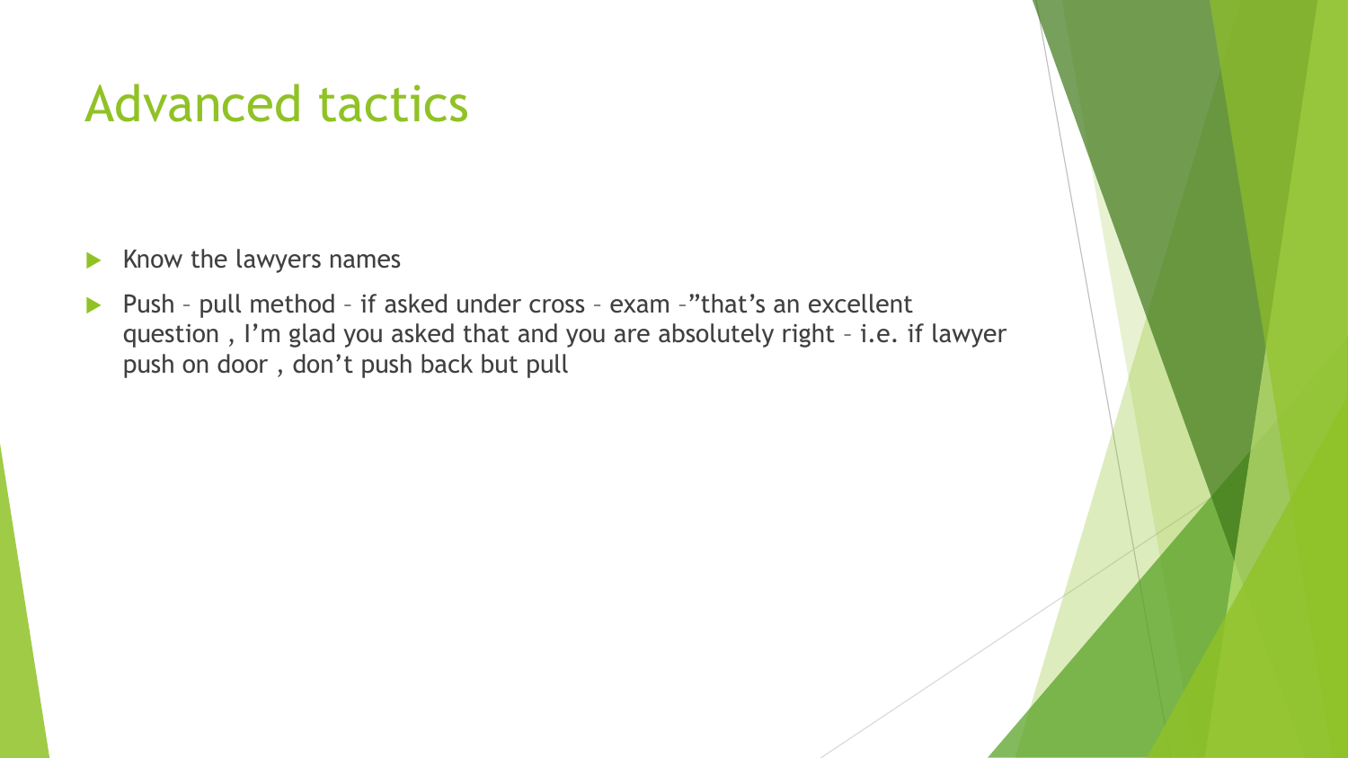# Advanced tactics

- Know the lawyers names
- Push – pull method – if asked under cross – exam –"that's an excellent question , I'm glad you asked that and you are absolutely right – i.e. if lawyer push on door , don't push back but pull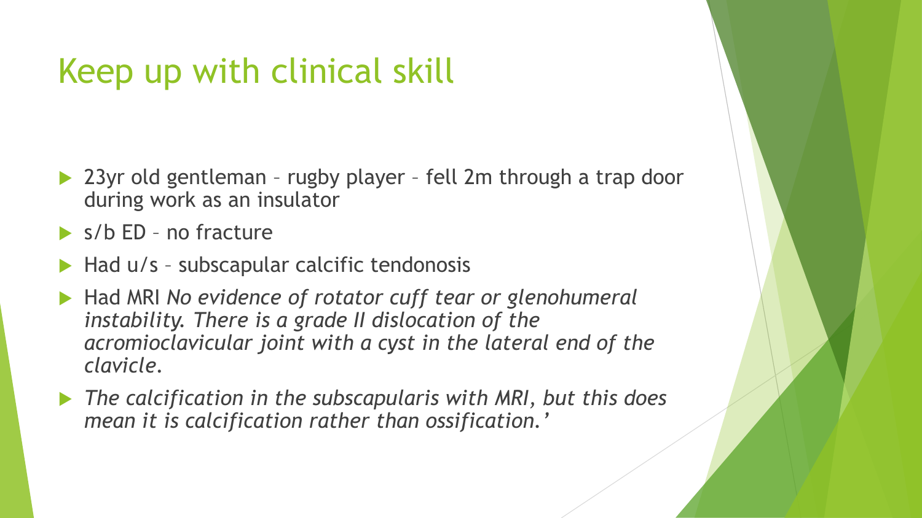# Keep up with clinical skill

- 23yr old gentleman – rugby player – fell 2m through a trap door during work as an insulator
- s/b ED – no fracture
- Had u/s – subscapular calcific tendonosis
- Had MRI *No evidence of rotator cuff tear or glenohumeral instability. There is a grade II dislocation of the acromioclavicular joint with a cyst in the lateral end of the clavicle.*
- *The calcification in the subscapularis with MRI, but this does mean it is calcification rather than ossification.'*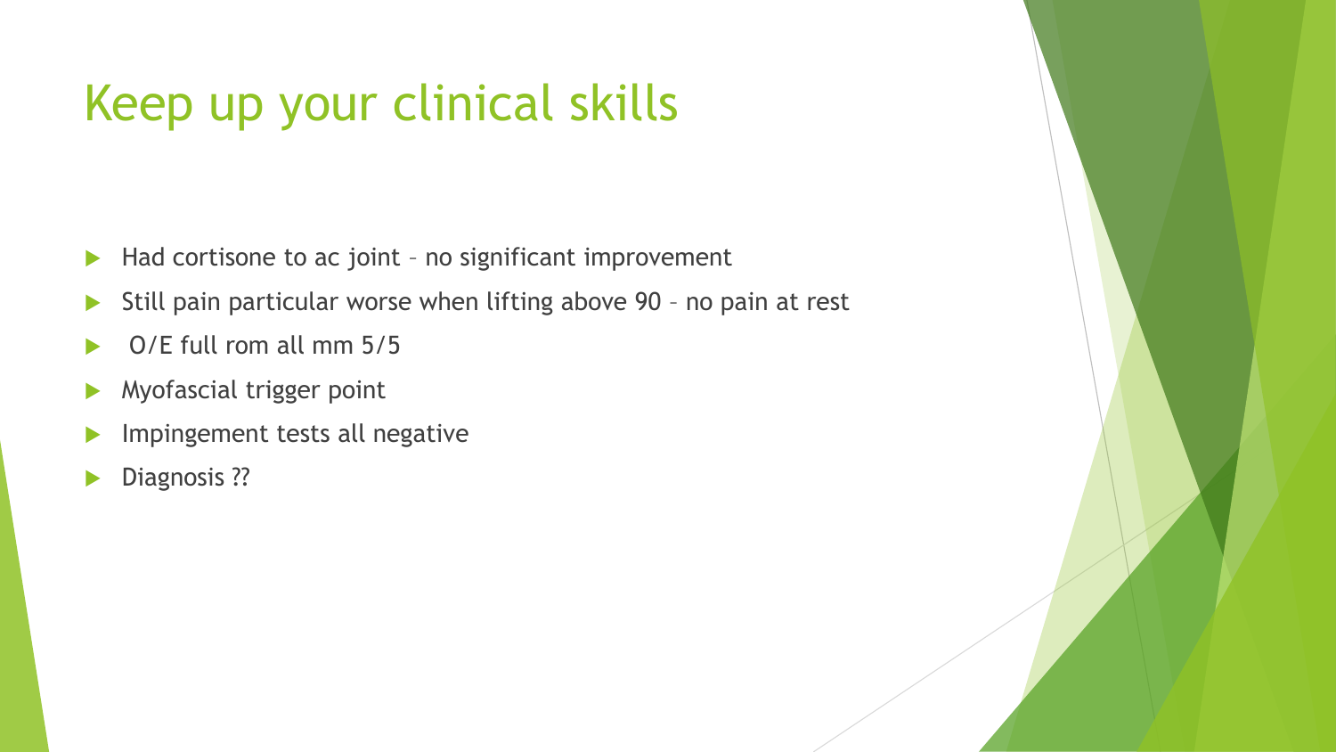# Keep up your clinical skills

- Had cortisone to ac joint – no significant improvement
- Still pain particular worse when lifting above 90 – no pain at rest
- O/E full rom all mm 5/5
- Myofascial trigger point
- Impingement tests all negative
- Diagnosis ??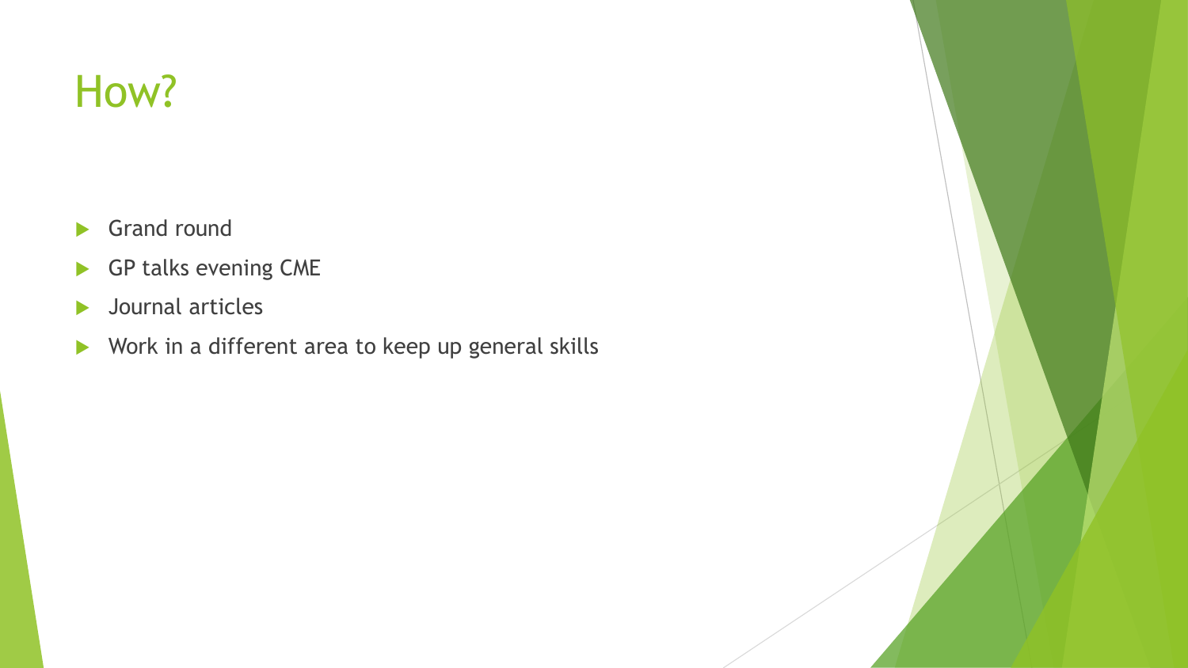# How?

- Grand round
- GP talks evening CME
- Journal articles
- Work in a different area to keep up general skills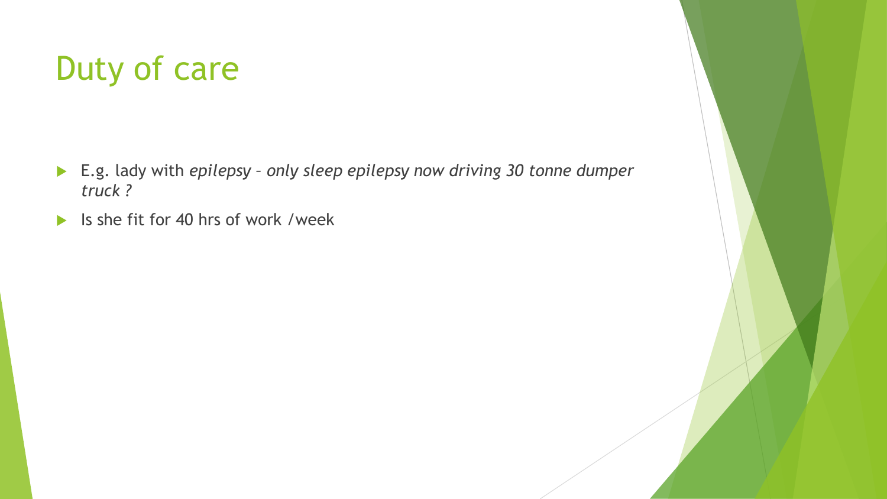# Duty of care

- E.g. lady with *epilepsy – only sleep epilepsy now driving 30 tonne dumper truck ?*
- Is she fit for 40 hrs of work /week